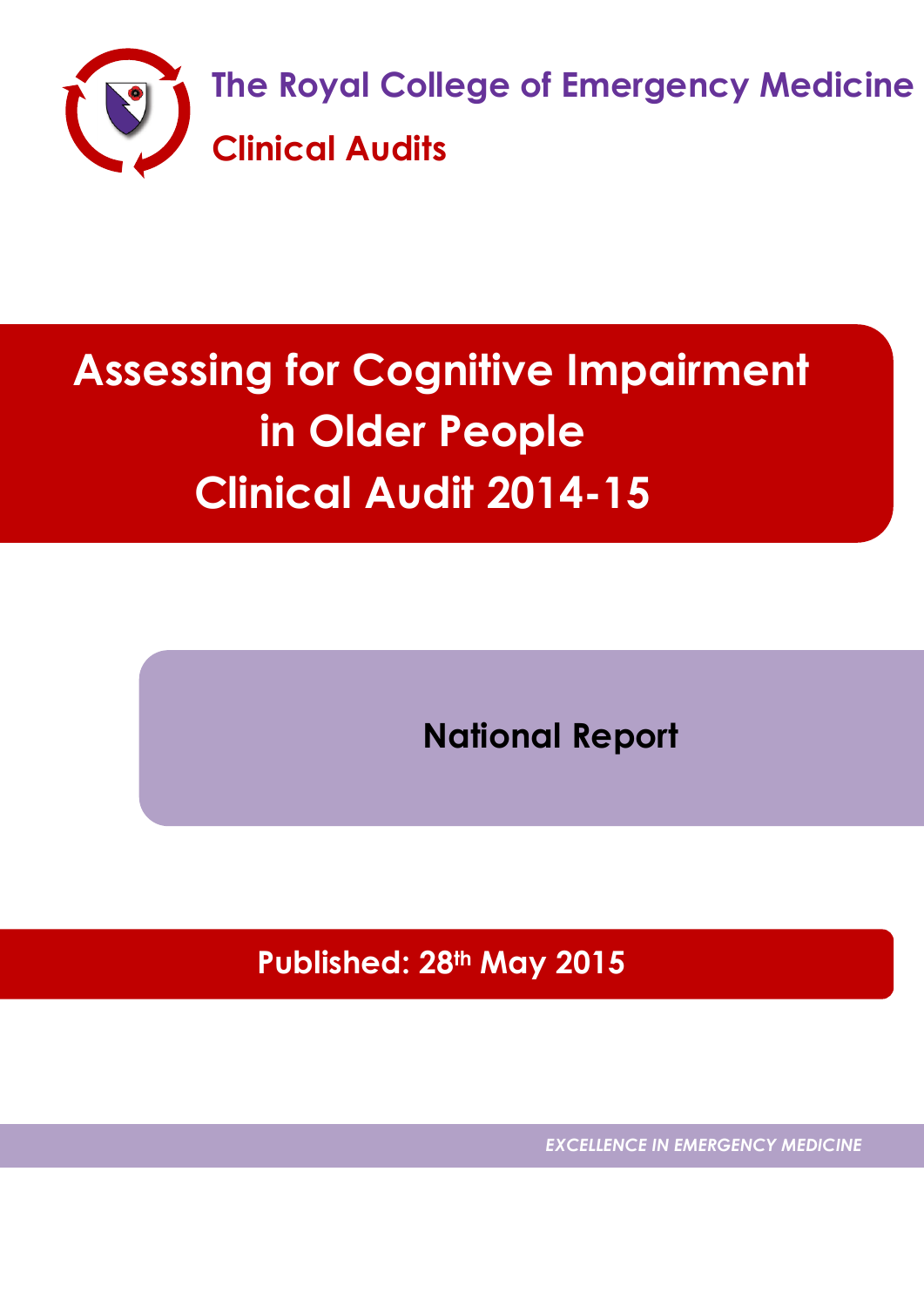The Royal College of Emergency Medicine

Clinical Audits

# Assessing for Cognitive Impairment in Older People Clinical Audit 2014-15

## National Report

**Published: 28th May 2015**

*EXCELLENCE IN EMERGENCY MEDICINE*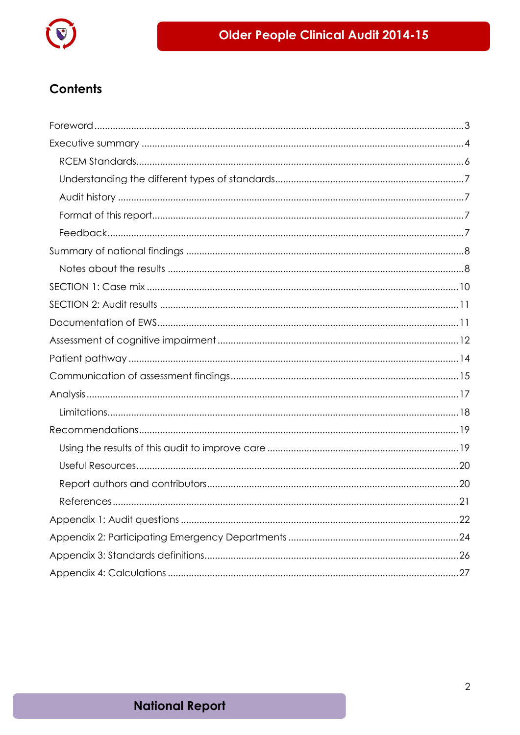## Contents

- Foreword ... 3
- Executive summary ... 4
  - RCEM Standards ... 6
  - Understanding the different types of standards ... 7
  - Audit history ... 7
  - Format of this report ... 7
  - Feedback ... 7
- Summary of national findings ... 8
  - Notes about the results ... 8
- SECTION 1: Case mix ... 10
- SECTION 2: Audit results ... 11
- Documentation of EWS ... 11
- Assessment of cognitive impairment ... 12
- Patient pathway ... 14
- Communication of assessment findings ... 15
- Analysis ... 17
  - Limitations ... 18
- Recommendations ... 19
  - Using the results of this audit to improve care ... 19
  - Useful Resources ... 20
  - Report authors and contributors ... 20
  - References ... 21
- Appendix 1: Audit questions ... 22
- Appendix 2: Participating Emergency Departments ... 24
- Appendix 3: Standards definitions ... 26
- Appendix 4: Calculations ... 27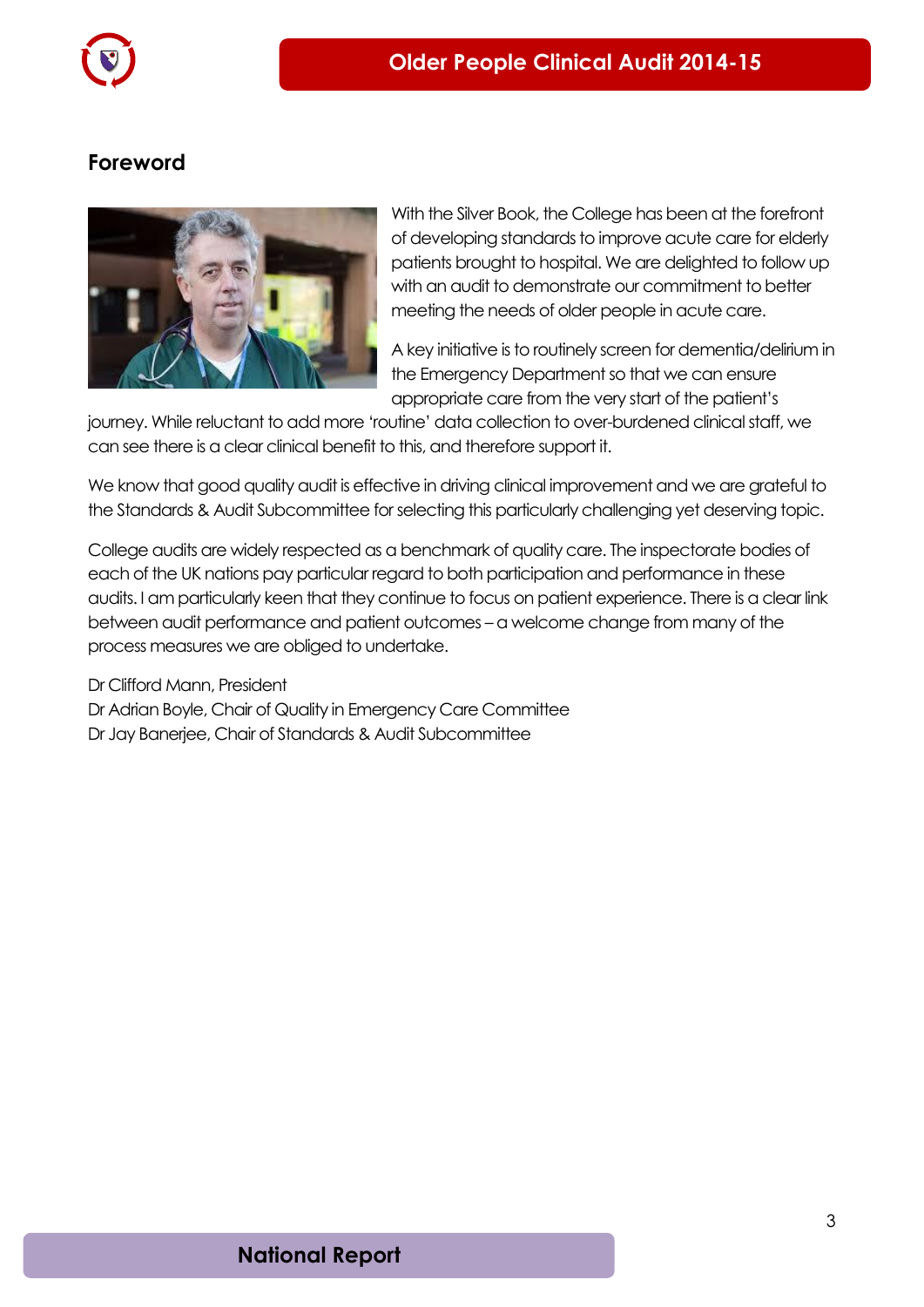## Foreword

With the Silver Book, the College has been at the forefront of developing standards to improve acute care for elderly patients brought to hospital. We are delighted to follow up with an audit to demonstrate our commitment to better meeting the needs of older people in acute care.

A key initiative is to routinely screen for dementia/delirium in the Emergency Department so that we can ensure appropriate care from the very start of the patient's journey. While reluctant to add more 'routine' data collection to over-burdened clinical staff, we can see there is a clear clinical benefit to this, and therefore support it.

We know that good quality audit is effective in driving clinical improvement and we are grateful to the Standards & Audit Subcommittee for selecting this particularly challenging yet deserving topic.

College audits are widely respected as a benchmark of quality care. The inspectorate bodies of each of the UK nations pay particular regard to both participation and performance in these audits. I am particularly keen that they continue to focus on patient experience. There is a clear link between audit performance and patient outcomes – a welcome change from many of the process measures we are obliged to undertake.

Dr Clifford Mann, President
Dr Adrian Boyle, Chair of Quality in Emergency Care Committee
Dr Jay Banerjee, Chair of Standards & Audit Subcommittee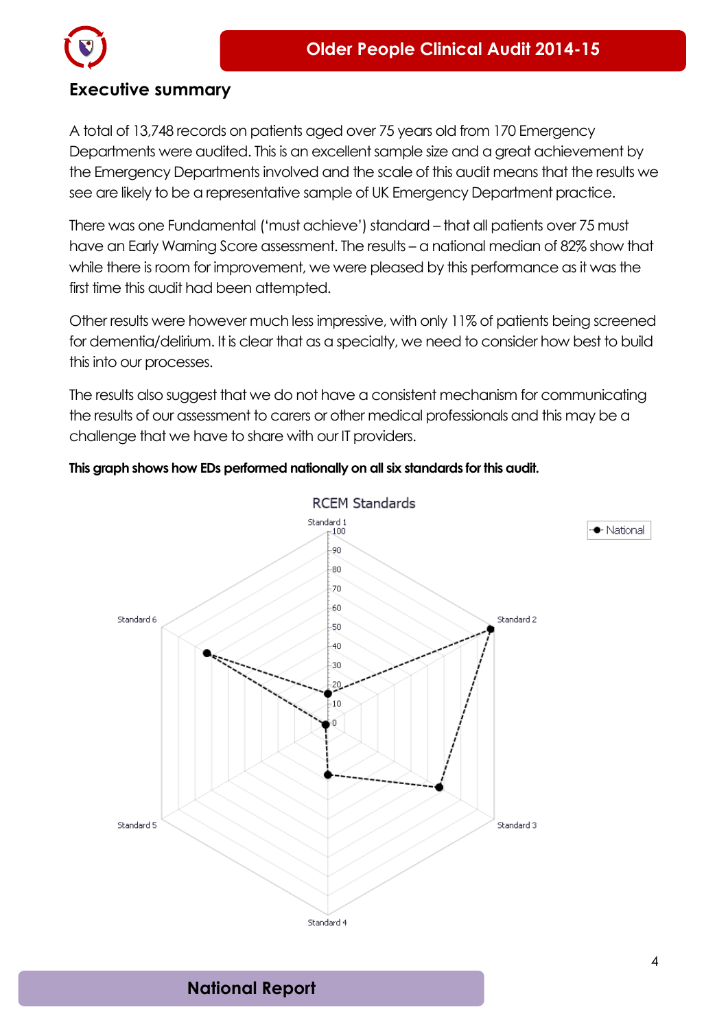## Executive summary

A total of 13,748 records on patients aged over 75 years old from 170 Emergency Departments were audited. This is an excellent sample size and a great achievement by the Emergency Departments involved and the scale of this audit means that the results we see are likely to be a representative sample of UK Emergency Department practice.

There was one Fundamental ('must achieve') standard – that all patients over 75 must have an Early Warning Score assessment. The results – a national median of 82% show that while there is room for improvement, we were pleased by this performance as it was the first time this audit had been attempted.

Other results were however much less impressive, with only 11% of patients being screened for dementia/delirium. It is clear that as a specialty, we need to consider how best to build this into our processes.

The results also suggest that we do not have a consistent mechanism for communicating the results of our assessment to carers or other medical professionals and this may be a challenge that we have to share with our IT providers.

**This graph shows how EDs performed nationally on all six standards for this audit.**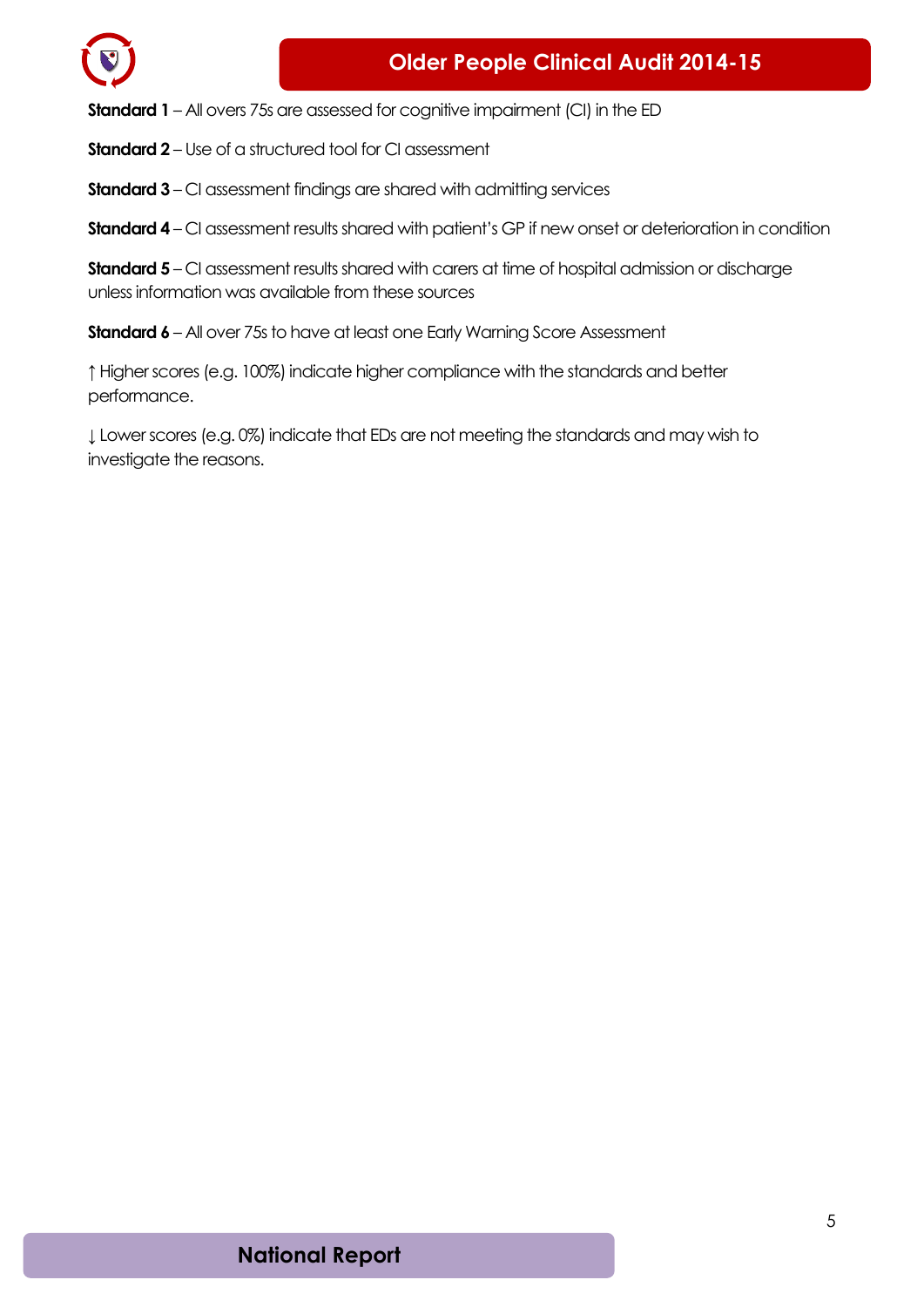**Standard 1** – All overs 75s are assessed for cognitive impairment (CI) in the ED

**Standard 2** – Use of a structured tool for CI assessment

**Standard 3** – CI assessment findings are shared with admitting services

**Standard 4** – CI assessment results shared with patient's GP if new onset or deterioration in condition

**Standard 5** – CI assessment results shared with carers at time of hospital admission or discharge unless information was available from these sources

**Standard 6** – All over 75s to have at least one Early Warning Score Assessment

↑ Higher scores (e.g. 100%) indicate higher compliance with the standards and better performance.

↓ Lower scores (e.g. 0%) indicate that EDs are not meeting the standards and may wish to investigate the reasons.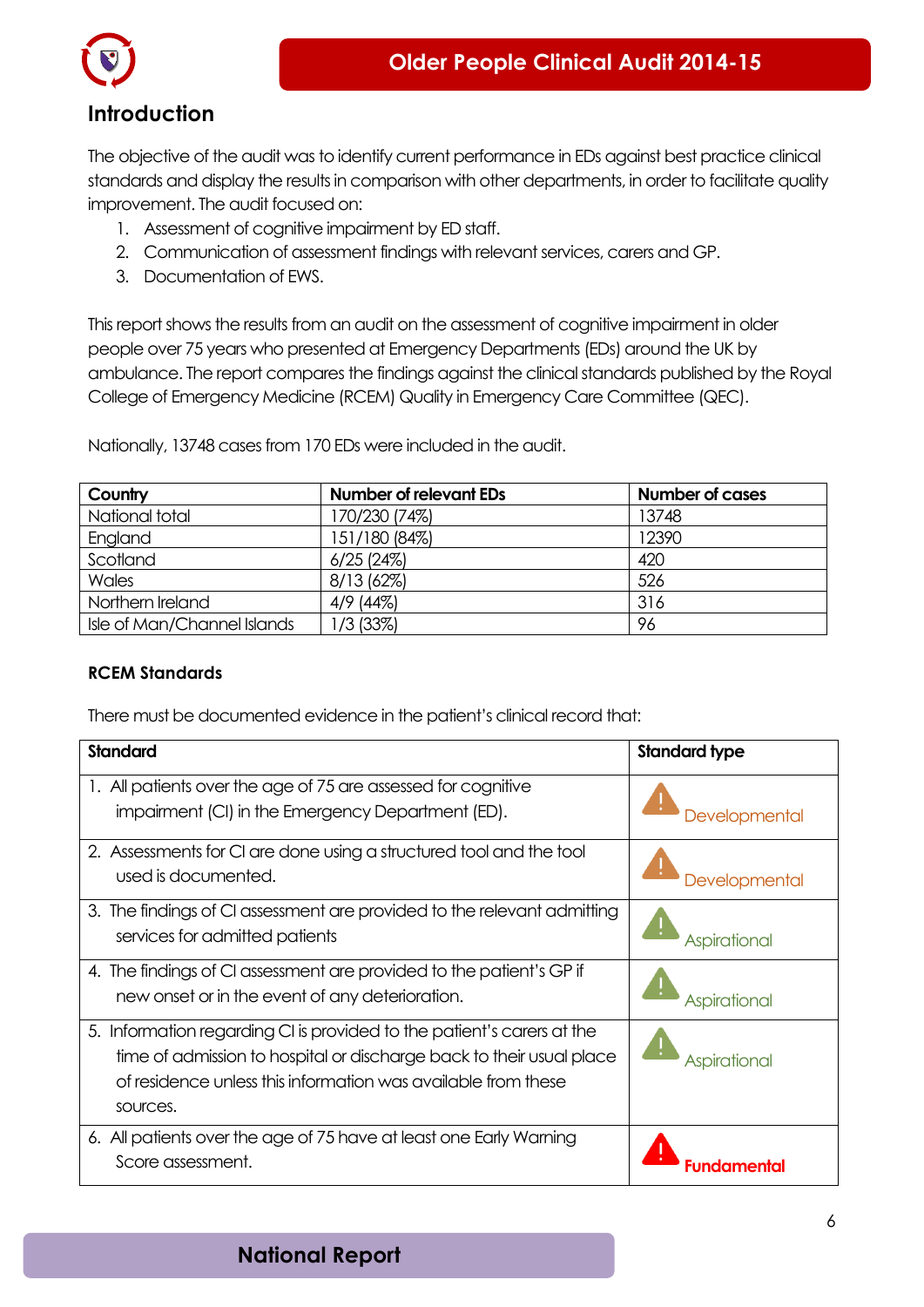## Introduction

The objective of the audit was to identify current performance in EDs against best practice clinical standards and display the results in comparison with other departments, in order to facilitate quality improvement. The audit focused on:

1. Assessment of cognitive impairment by ED staff.
2. Communication of assessment findings with relevant services, carers and GP.
3. Documentation of EWS.

This report shows the results from an audit on the assessment of cognitive impairment in older people over 75 years who presented at Emergency Departments (EDs) around the UK by ambulance. The report compares the findings against the clinical standards published by the Royal College of Emergency Medicine (RCEM) Quality in Emergency Care Committee (QEC).

Nationally, 13748 cases from 170 EDs were included in the audit.

| Country | Number of relevant EDs | Number of cases |
|---|---|---|
| National total | 170/230 (74%) | 13748 |
| England | 151/180 (84%) | 12390 |
| Scotland | 6/25 (24%) | 420 |
| Wales | 8/13 (62%) | 526 |
| Northern Ireland | 4/9 (44%) | 316 |
| Isle of Man/Channel Islands | 1/3 (33%) | 96 |

### RCEM Standards

There must be documented evidence in the patient's clinical record that:

| Standard | Standard type |
|---|---|
| 1. All patients over the age of 75 are assessed for cognitive impairment (CI) in the Emergency Department (ED). | Developmental |
| 2. Assessments for CI are done using a structured tool and the tool used is documented. | Developmental |
| 3. The findings of CI assessment are provided to the relevant admitting services for admitted patients | Aspirational |
| 4. The findings of CI assessment are provided to the patient's GP if new onset or in the event of any deterioration. | Aspirational |
| 5. Information regarding CI is provided to the patient's carers at the time of admission to hospital or discharge back to their usual place of residence unless this information was available from these sources. | Aspirational |
| 6. All patients over the age of 75 have at least one Early Warning Score assessment. | **Fundamental** |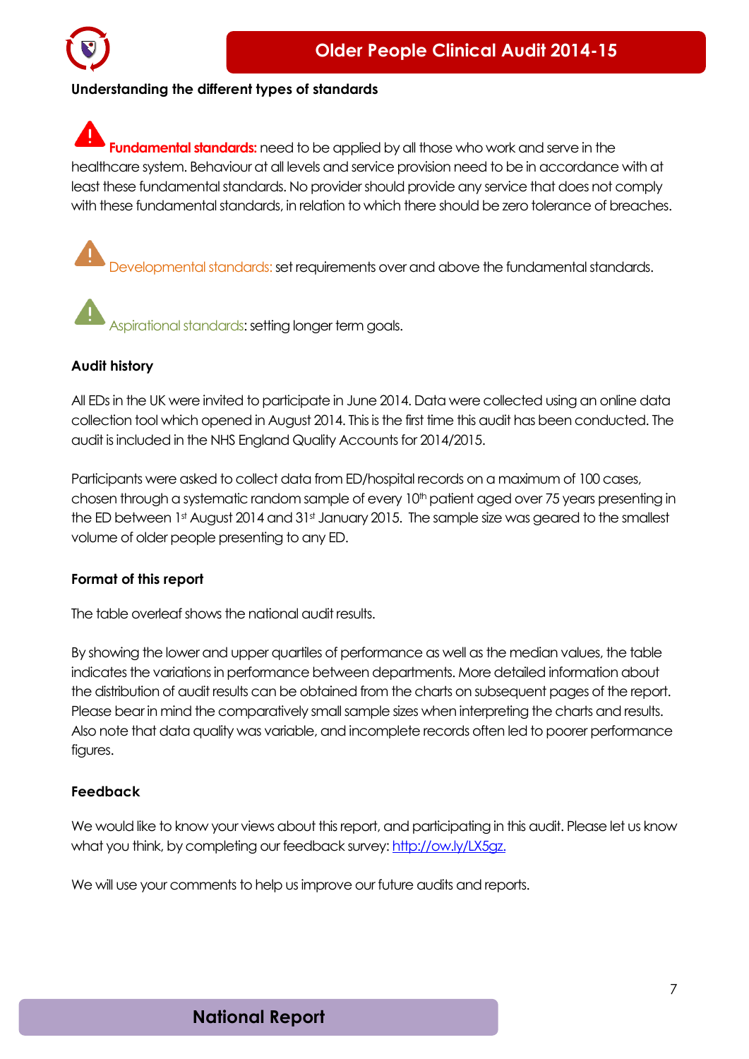### Understanding the different types of standards

**Fundamental standards:** need to be applied by all those who work and serve in the healthcare system. Behaviour at all levels and service provision need to be in accordance with at least these fundamental standards. No provider should provide any service that does not comply with these fundamental standards, in relation to which there should be zero tolerance of breaches.

Developmental standards: set requirements over and above the fundamental standards.

Aspirational standards: setting longer term goals.

### Audit history

All EDs in the UK were invited to participate in June 2014. Data were collected using an online data collection tool which opened in August 2014. This is the first time this audit has been conducted. The audit is included in the NHS England Quality Accounts for 2014/2015.

Participants were asked to collect data from ED/hospital records on a maximum of 100 cases, chosen through a systematic random sample of every 10th patient aged over 75 years presenting in the ED between 1st August 2014 and 31st January 2015. The sample size was geared to the smallest volume of older people presenting to any ED.

### Format of this report

The table overleaf shows the national audit results.

By showing the lower and upper quartiles of performance as well as the median values, the table indicates the variations in performance between departments. More detailed information about the distribution of audit results can be obtained from the charts on subsequent pages of the report. Please bear in mind the comparatively small sample sizes when interpreting the charts and results. Also note that data quality was variable, and incomplete records often led to poorer performance figures.

### Feedback

We would like to know your views about this report, and participating in this audit. Please let us know what you think, by completing our feedback survey: http://ow.ly/LX5gz.

We will use your comments to help us improve our future audits and reports.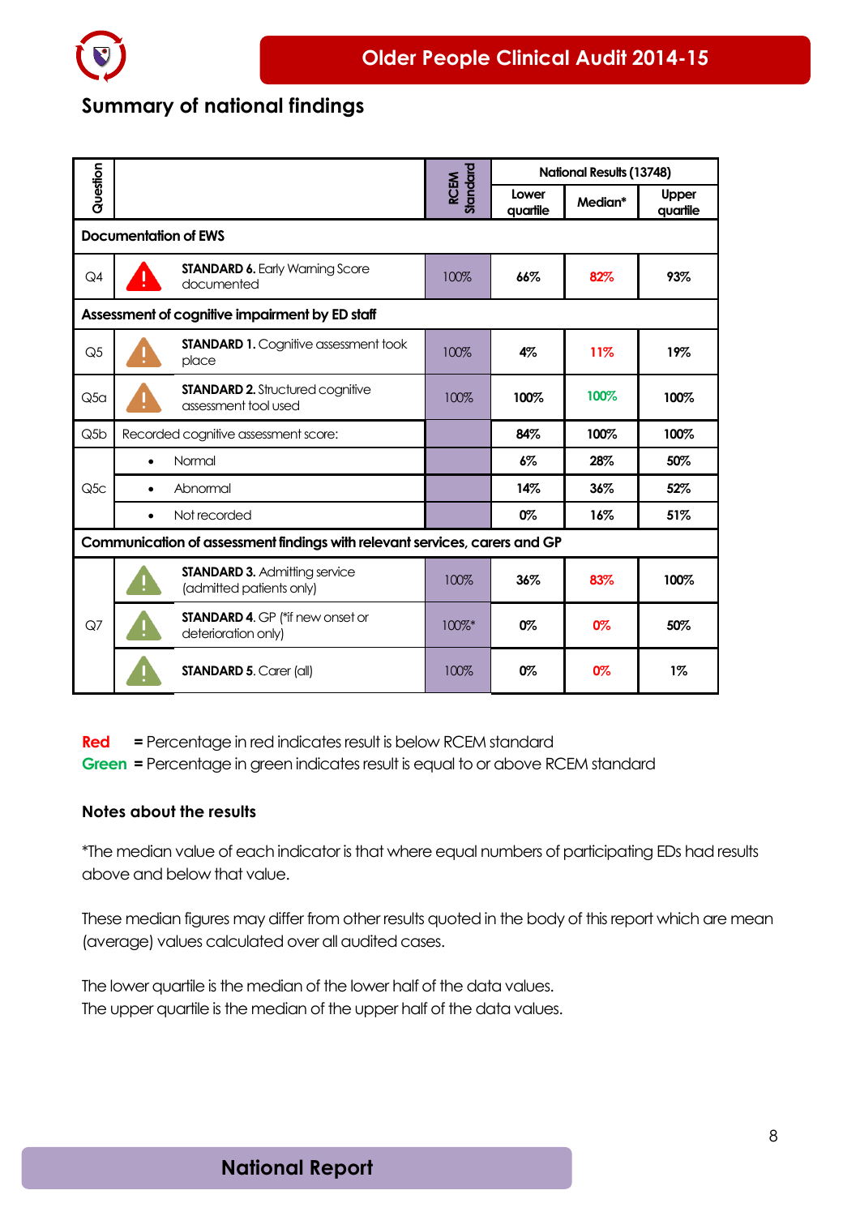## Summary of national findings

| Question | | RCEM Standard | National Results (13748) | | |
|---|---|---|---|---|---|
| | | | Lower quartile | Median* | Upper quartile |
| **Documentation of EWS** | | | | | |
| Q4 | **STANDARD 6.** Early Warning Score documented | 100% | 66% | 82% | 93% |
| **Assessment of cognitive impairment by ED staff** | | | | | |
| Q5 | **STANDARD 1.** Cognitive assessment took place | 100% | 4% | 11% | 19% |
| Q5a | **STANDARD 2.** Structured cognitive assessment tool used | 100% | 100% | 100% | 100% |
| Q5b | Recorded cognitive assessment score: | | 84% | 100% | 100% |
| Q5c | • Normal | | 6% | 28% | 50% |
| | • Abnormal | | 14% | 36% | 52% |
| | • Not recorded | | 0% | 16% | 51% |
| **Communication of assessment findings with relevant services, carers and GP** | | | | | |
| Q7 | **STANDARD 3.** Admitting service (admitted patients only) | 100% | 36% | 83% | 100% |
| | **STANDARD 4.** GP (*if new onset or deterioration only) | 100%* | 0% | 0% | 50% |
| | **STANDARD 5.** Carer (all) | 100% | 0% | 0% | 1% |

**Red** = Percentage in red indicates result is below RCEM standard
**Green** = Percentage in green indicates result is equal to or above RCEM standard

### Notes about the results

*The median value of each indicator is that where equal numbers of participating EDs had results above and below that value.

These median figures may differ from other results quoted in the body of this report which are mean (average) values calculated over all audited cases.

The lower quartile is the median of the lower half of the data values.
The upper quartile is the median of the upper half of the data values.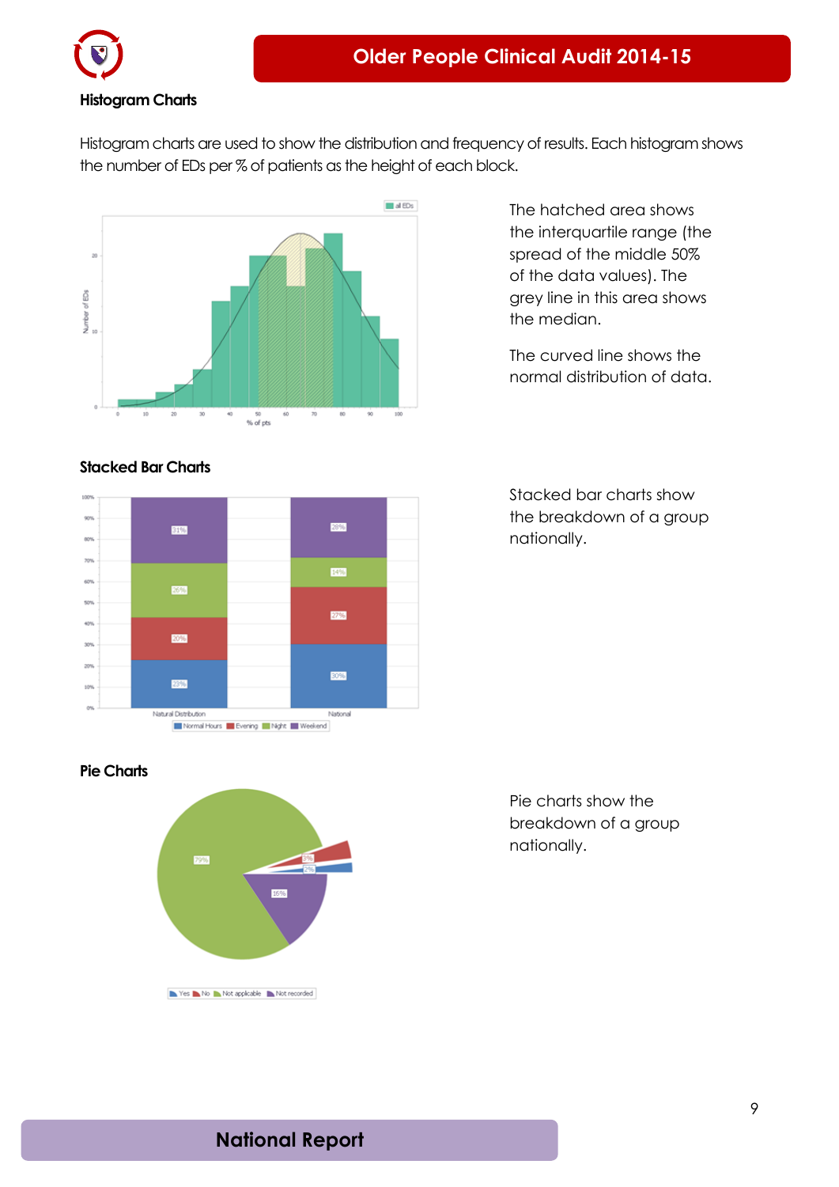## Histogram Charts

Histogram charts are used to show the distribution and frequency of results. Each histogram shows the number of EDs per % of patients as the height of each block.

The hatched area shows the interquartile range (the spread of the middle 50% of the data values). The grey line in this area shows the median.

The curved line shows the normal distribution of data.

## Stacked Bar Charts

Stacked bar charts show the breakdown of a group nationally.

## Pie Charts

Pie charts show the breakdown of a group nationally.

**National Report**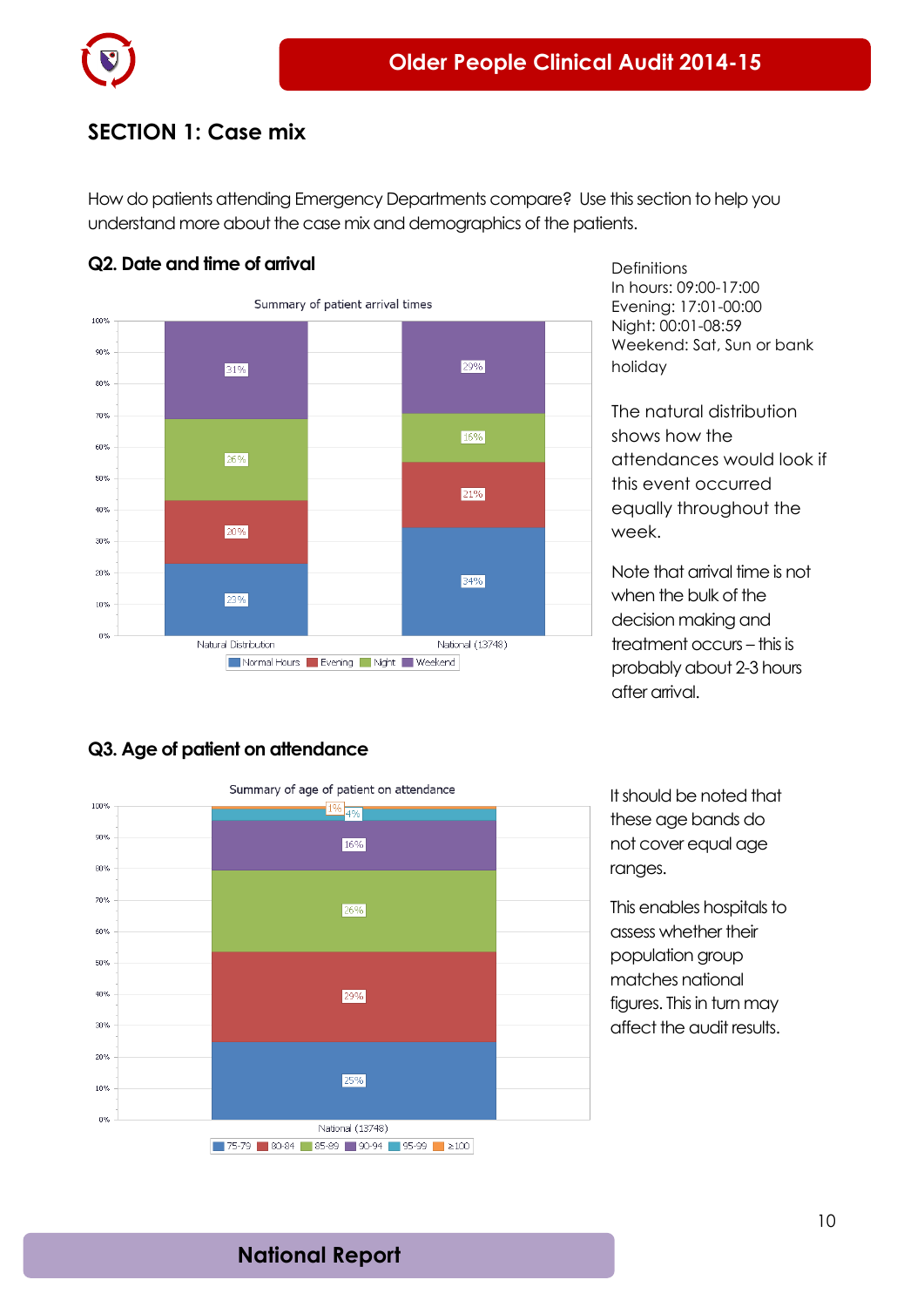## SECTION 1: Case mix

How do patients attending Emergency Departments compare? Use this section to help you understand more about the case mix and demographics of the patients.

### Q2. Date and time of arrival

Summary of patient arrival times

| | Natural Distribution | National (13748) |
|---|---|---|
| Normal Hours | 23% | 34% |
| Evening | 20% | 21% |
| Night | 26% | 16% |
| Weekend | 31% | 29% |

Definitions
In hours: 09:00-17:00
Evening: 17:01-00:00
Night: 00:01-08:59
Weekend: Sat, Sun or bank holiday

The natural distribution shows how the attendances would look if this event occurred equally throughout the week.

Note that arrival time is not when the bulk of the decision making and treatment occurs – this is probably about 2-3 hours after arrival.

### Q3. Age of patient on attendance

Summary of age of patient on attendance

| | National (13748) |
|---|---|
| 75-79 | 25% |
| 80-84 | 29% |
| 85-89 | 26% |
| 90-94 | 16% |
| 95-99 | 4% |
| ≥100 | 1% |

It should be noted that these age bands do not cover equal age ranges.

This enables hospitals to assess whether their population group matches national figures. This in turn may affect the audit results.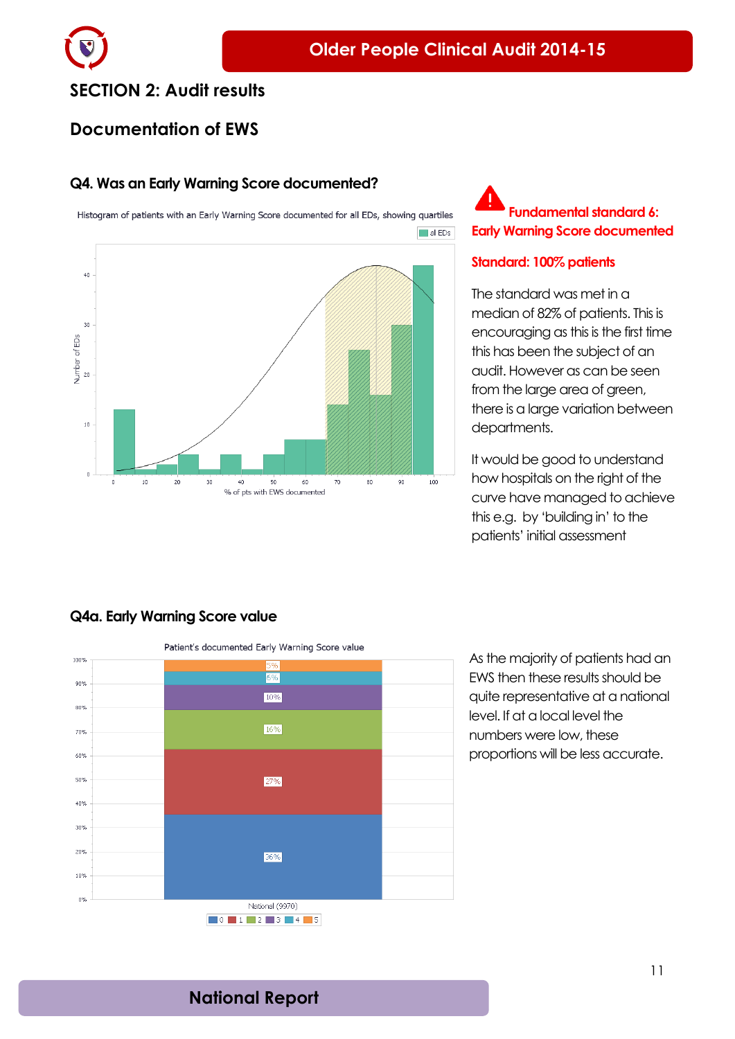# SECTION 2: Audit results

## Documentation of EWS

### Q4. Was an Early Warning Score documented?

Histogram of patients with an Early Warning Score documented for all EDs, showing quartiles

**Fundamental standard 6: Early Warning Score documented**

**Standard: 100% patients**

The standard was met in a median of 82% of patients. This is encouraging as this is the first time this has been the subject of an audit. However as can be seen from the large area of green, there is a large variation between departments.

It would be good to understand how hospitals on the right of the curve have managed to achieve this e.g. by 'building in' to the patients' initial assessment

### Q4a. Early Warning Score value

Patient's documented Early Warning Score value

As the majority of patients had an EWS then these results should be quite representative at a national level. If at a local level the numbers were low, these proportions will be less accurate.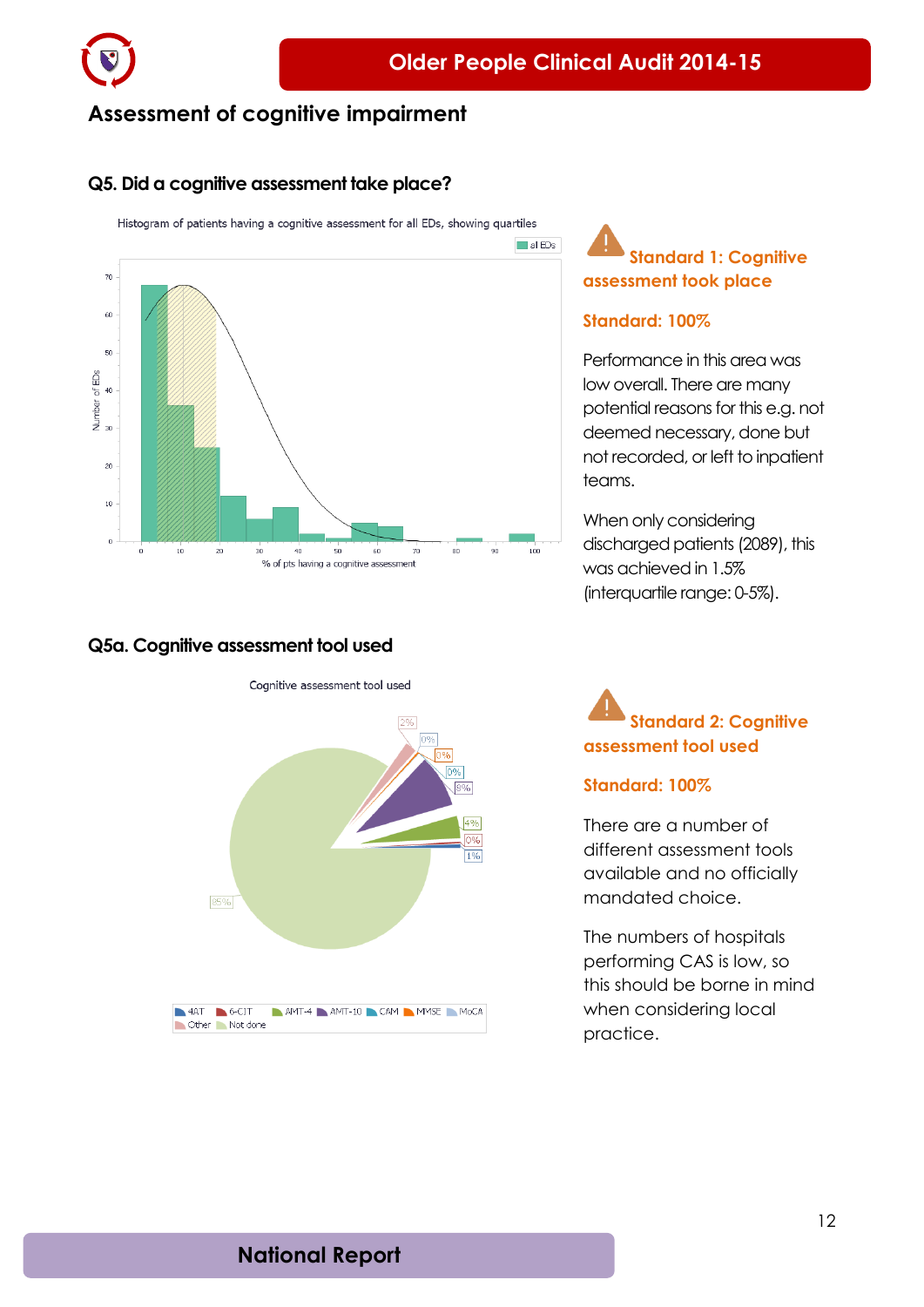## Assessment of cognitive impairment

### Q5. Did a cognitive assessment take place?

Histogram of patients having a cognitive assessment for all EDs, showing quartiles

**Standard 1: Cognitive assessment took place**

**Standard: 100%**

Performance in this area was low overall. There are many potential reasons for this e.g. not deemed necessary, done but not recorded, or left to inpatient teams.

When only considering discharged patients (2089), this was achieved in 1.5% (interquartile range: 0-5%).

### Q5a. Cognitive assessment tool used

Cognitive assessment tool used

**Standard 2: Cognitive assessment tool used**

**Standard: 100%**

There are a number of different assessment tools available and no officially mandated choice.

The numbers of hospitals performing CAS is low, so this should be borne in mind when considering local practice.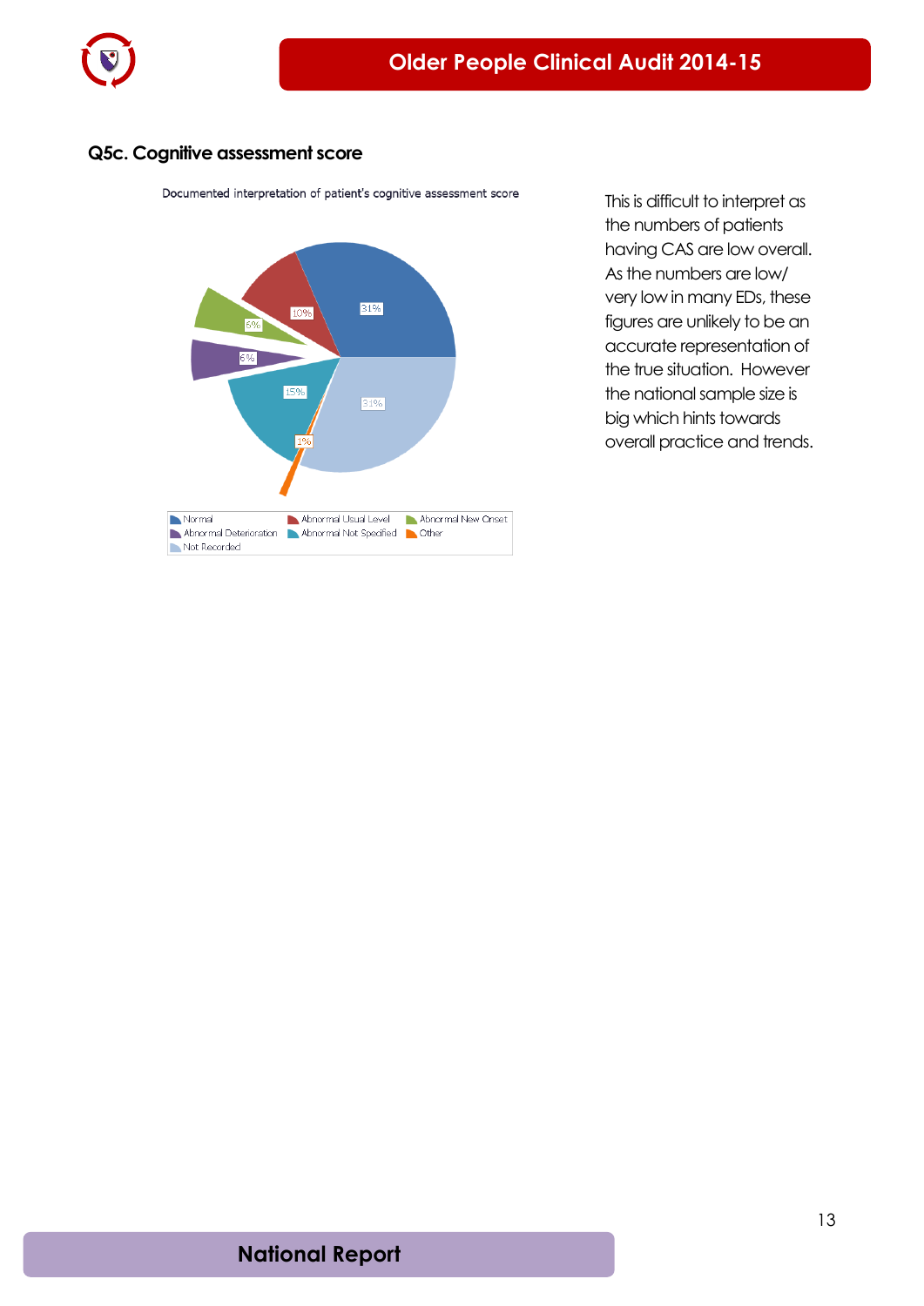### Q5c. Cognitive assessment score

Documented interpretation of patient's cognitive assessment score

| Category | % |
|---|---|
| Normal | 31% |
| Abnormal Usual Level | 10% |
| Abnormal New Onset | 6% |
| Abnormal Deterioration | 6% |
| Abnormal Not Specified | 15% |
| Other | 1% |
| Not Recorded | 31% |

This is difficult to interpret as the numbers of patients having CAS are low overall. As the numbers are low/ very low in many EDs, these figures are unlikely to be an accurate representation of the true situation. However the national sample size is big which hints towards overall practice and trends.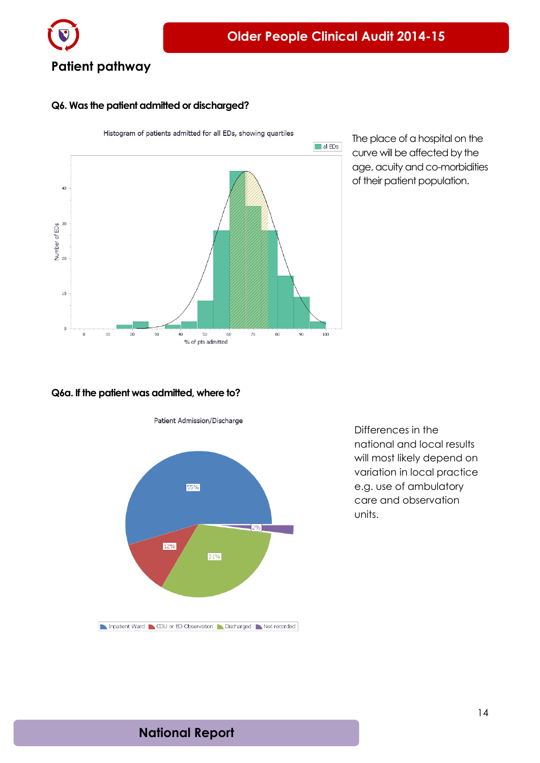## Patient pathway

**Q6. Was the patient admitted or discharged?**

Histogram of patients admitted for all EDs, showing quartiles

The place of a hospital on the curve will be affected by the age, acuity and co-morbidities of their patient population.

**Q6a. If the patient was admitted, where to?**

Patient Admission/Discharge

Differences in the national and local results will most likely depend on variation in local practice e.g. use of ambulatory care and observation units.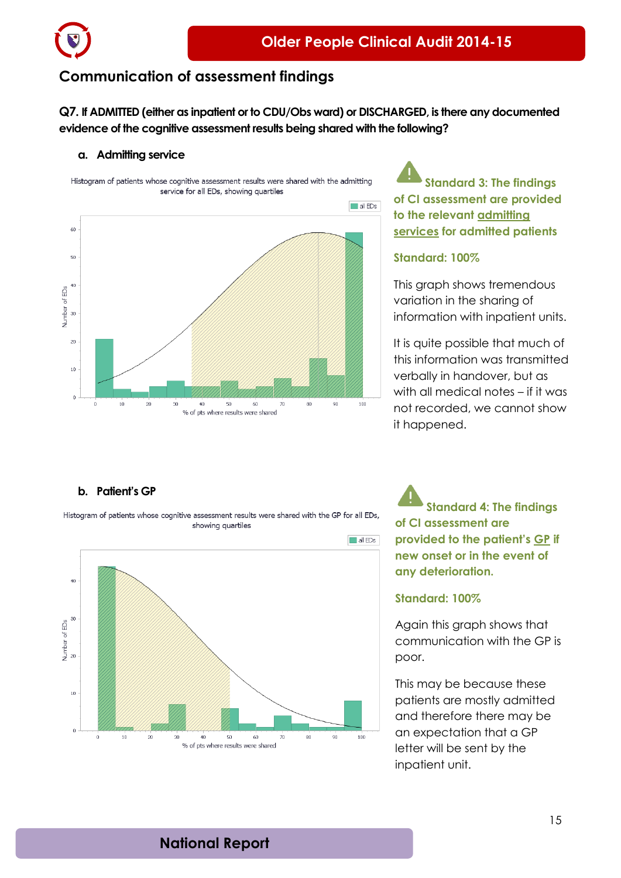## Communication of assessment findings

**Q7. If ADMITTED (either as inpatient or to CDU/Obs ward) or DISCHARGED, is there any documented evidence of the cognitive assessment results being shared with the following?**

### a. Admitting service

Histogram of patients whose cognitive assessment results were shared with the admitting service for all EDs, showing quartiles

**Standard 3: The findings of CI assessment are provided to the relevant admitting services for admitted patients**

**Standard: 100%**

This graph shows tremendous variation in the sharing of information with inpatient units.

It is quite possible that much of this information was transmitted verbally in handover, but as with all medical notes – if it was not recorded, we cannot show it happened.

### b. Patient's GP

Histogram of patients whose cognitive assessment results were shared with the GP for all EDs, showing quartiles

**Standard 4: The findings of CI assessment are provided to the patient's GP if new onset or in the event of any deterioration.**

**Standard: 100%**

Again this graph shows that communication with the GP is poor.

This may be because these patients are mostly admitted and therefore there may be an expectation that a GP letter will be sent by the inpatient unit.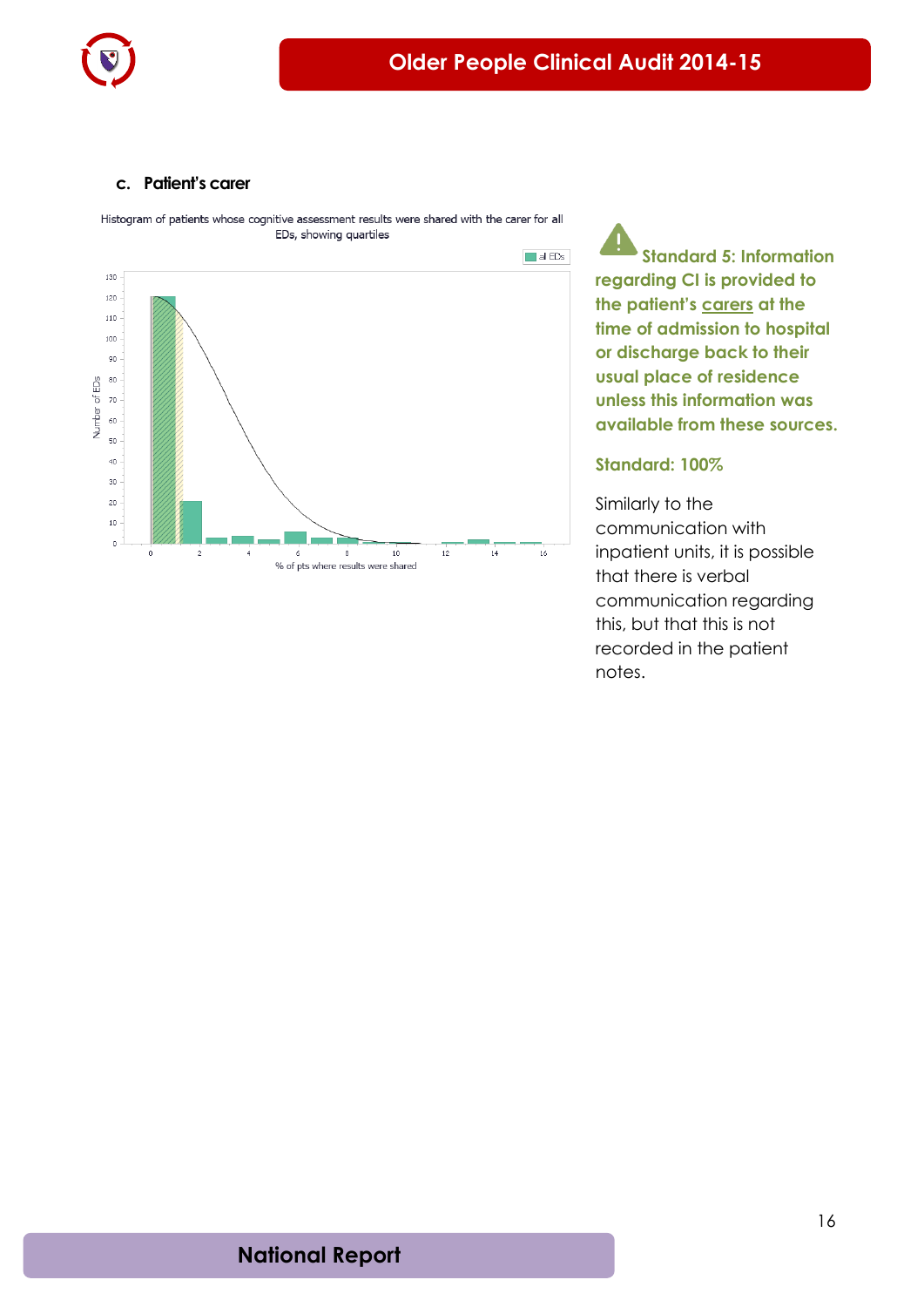### c. Patient's carer

Histogram of patients whose cognitive assessment results were shared with the carer for all EDs, showing quartiles

**Standard 5: Information regarding CI is provided to the patient's carers at the time of admission to hospital or discharge back to their usual place of residence unless this information was available from these sources.**

**Standard: 100%**

Similarly to the communication with inpatient units, it is possible that there is verbal communication regarding this, but that this is not recorded in the patient notes.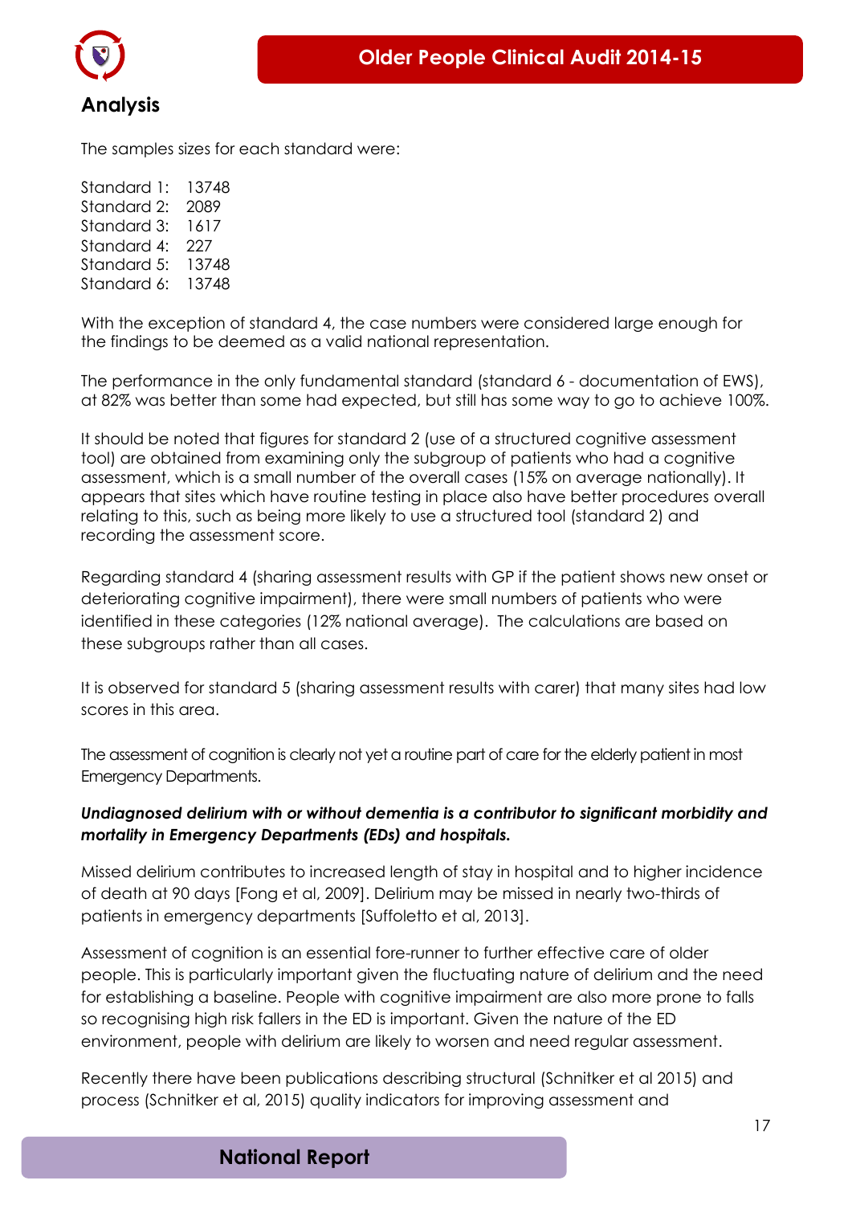## Analysis

The samples sizes for each standard were:

Standard 1: 13748
Standard 2: 2089
Standard 3: 1617
Standard 4: 227
Standard 5: 13748
Standard 6: 13748

With the exception of standard 4, the case numbers were considered large enough for the findings to be deemed as a valid national representation.

The performance in the only fundamental standard (standard 6 - documentation of EWS), at 82% was better than some had expected, but still has some way to go to achieve 100%.

It should be noted that figures for standard 2 (use of a structured cognitive assessment tool) are obtained from examining only the subgroup of patients who had a cognitive assessment, which is a small number of the overall cases (15% on average nationally). It appears that sites which have routine testing in place also have better procedures overall relating to this, such as being more likely to use a structured tool (standard 2) and recording the assessment score.

Regarding standard 4 (sharing assessment results with GP if the patient shows new onset or deteriorating cognitive impairment), there were small numbers of patients who were identified in these categories (12% national average). The calculations are based on these subgroups rather than all cases.

It is observed for standard 5 (sharing assessment results with carer) that many sites had low scores in this area.

The assessment of cognition is clearly not yet a routine part of care for the elderly patient in most Emergency Departments.

***Undiagnosed delirium with or without dementia is a contributor to significant morbidity and mortality in Emergency Departments (EDs) and hospitals.***

Missed delirium contributes to increased length of stay in hospital and to higher incidence of death at 90 days [Fong et al, 2009]. Delirium may be missed in nearly two-thirds of patients in emergency departments [Suffoletto et al, 2013].

Assessment of cognition is an essential fore-runner to further effective care of older people. This is particularly important given the fluctuating nature of delirium and the need for establishing a baseline. People with cognitive impairment are also more prone to falls so recognising high risk fallers in the ED is important. Given the nature of the ED environment, people with delirium are likely to worsen and need regular assessment.

Recently there have been publications describing structural (Schnitker et al 2015) and process (Schnitker et al, 2015) quality indicators for improving assessment and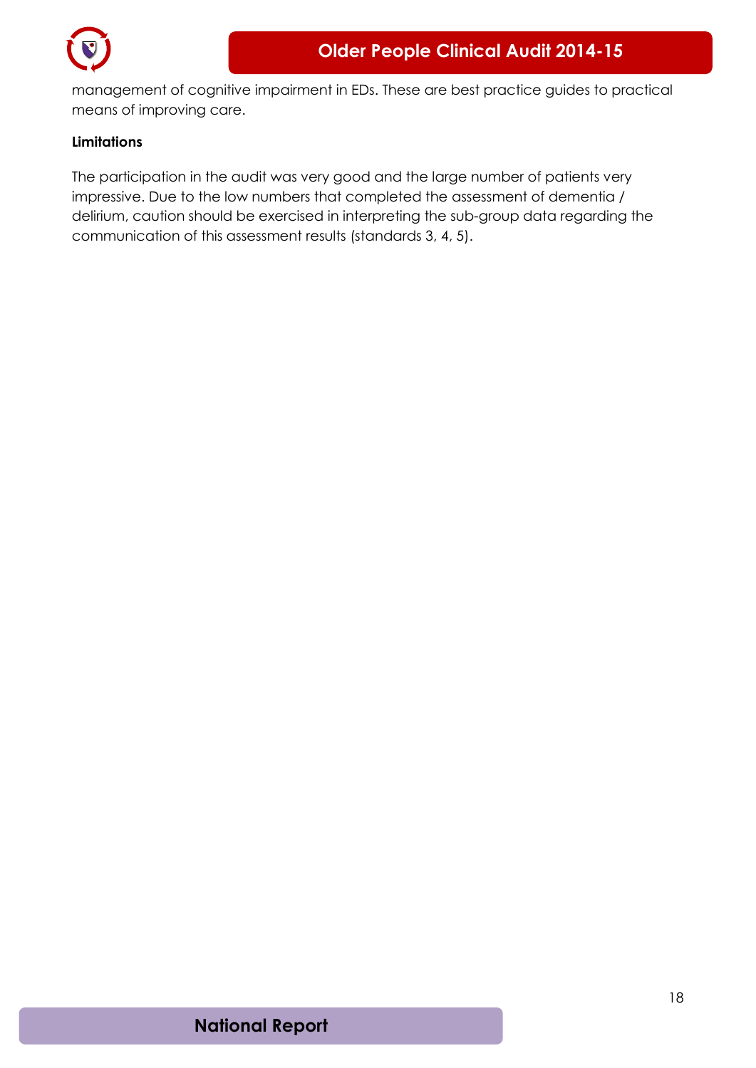management of cognitive impairment in EDs. These are best practice guides to practical means of improving care.

**Limitations**

The participation in the audit was very good and the large number of patients very impressive. Due to the low numbers that completed the assessment of dementia / delirium, caution should be exercised in interpreting the sub-group data regarding the communication of this assessment results (standards 3, 4, 5).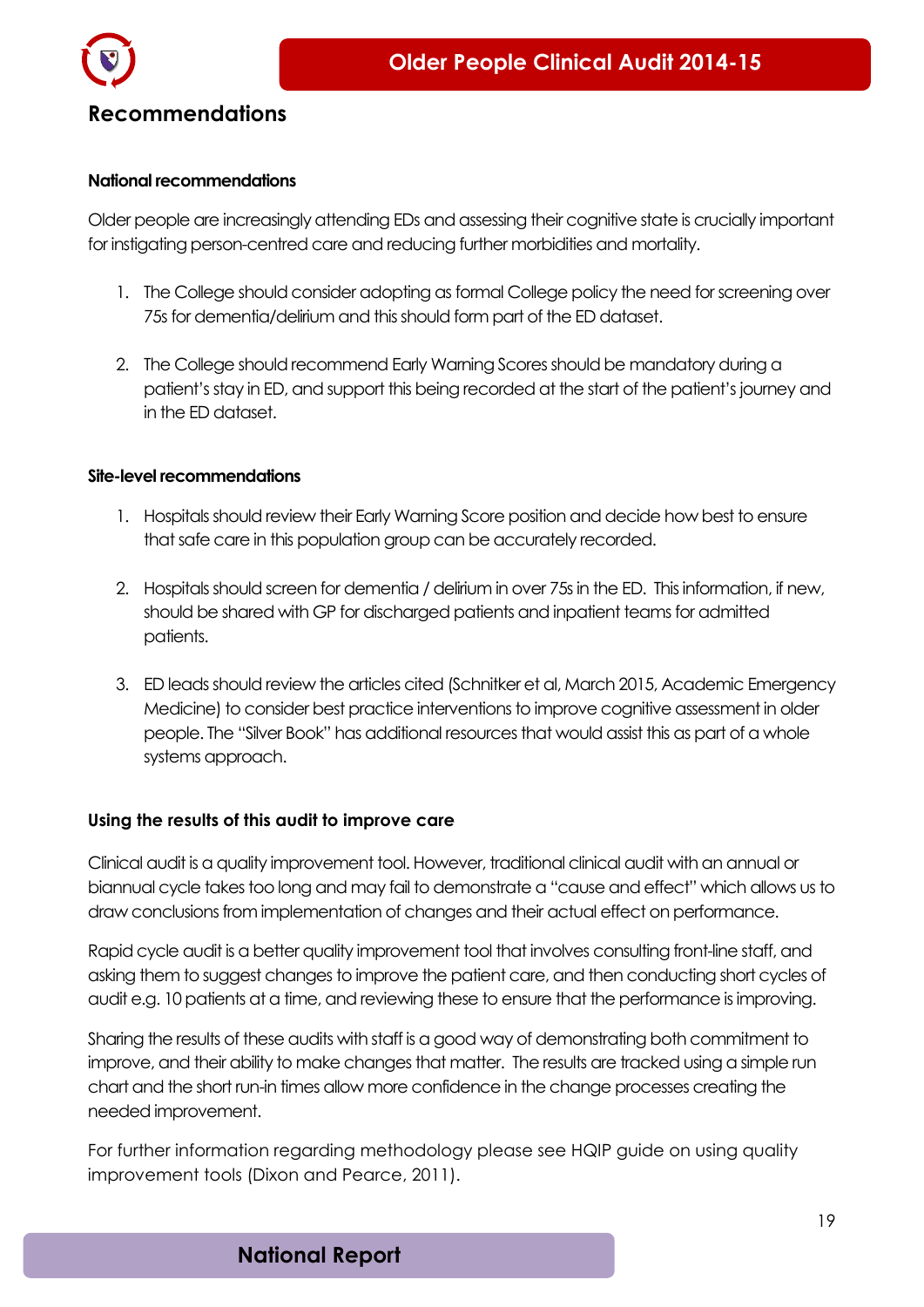## Recommendations

**National recommendations**

Older people are increasingly attending EDs and assessing their cognitive state is crucially important for instigating person-centred care and reducing further morbidities and mortality.

1. The College should consider adopting as formal College policy the need for screening over 75s for dementia/delirium and this should form part of the ED dataset.

2. The College should recommend Early Warning Scores should be mandatory during a patient's stay in ED, and support this being recorded at the start of the patient's journey and in the ED dataset.

**Site-level recommendations**

1. Hospitals should review their Early Warning Score position and decide how best to ensure that safe care in this population group can be accurately recorded.

2. Hospitals should screen for dementia / delirium in over 75s in the ED. This information, if new, should be shared with GP for discharged patients and inpatient teams for admitted patients.

3. ED leads should review the articles cited (Schnitker et al, March 2015, Academic Emergency Medicine) to consider best practice interventions to improve cognitive assessment in older people. The "Silver Book" has additional resources that would assist this as part of a whole systems approach.

### Using the results of this audit to improve care

Clinical audit is a quality improvement tool. However, traditional clinical audit with an annual or biannual cycle takes too long and may fail to demonstrate a "cause and effect" which allows us to draw conclusions from implementation of changes and their actual effect on performance.

Rapid cycle audit is a better quality improvement tool that involves consulting front-line staff, and asking them to suggest changes to improve the patient care, and then conducting short cycles of audit e.g. 10 patients at a time, and reviewing these to ensure that the performance is improving.

Sharing the results of these audits with staff is a good way of demonstrating both commitment to improve, and their ability to make changes that matter. The results are tracked using a simple run chart and the short run-in times allow more confidence in the change processes creating the needed improvement.

For further information regarding methodology please see HQIP guide on using quality improvement tools (Dixon and Pearce, 2011).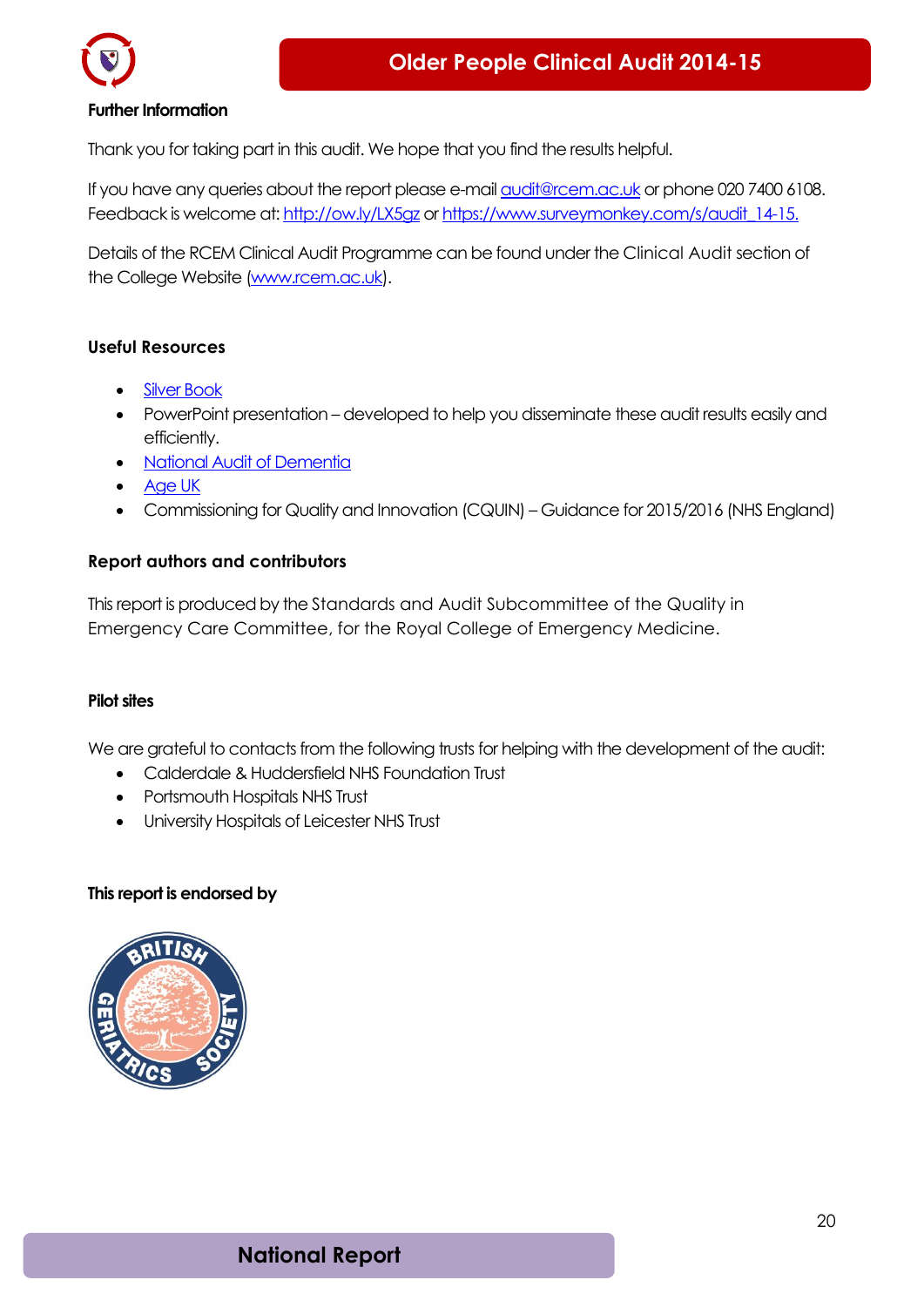## Further Information

Thank you for taking part in this audit. We hope that you find the results helpful.

If you have any queries about the report please e-mail audit@rcem.ac.uk or phone 020 7400 6108. Feedback is welcome at: http://ow.ly/LX5gz or https://www.surveymonkey.com/s/audit_14-15.

Details of the RCEM Clinical Audit Programme can be found under the Clinical Audit section of the College Website (www.rcem.ac.uk).

## Useful Resources

- Silver Book
- PowerPoint presentation – developed to help you disseminate these audit results easily and efficiently.
- National Audit of Dementia
- Age UK
- Commissioning for Quality and Innovation (CQUIN) – Guidance for 2015/2016 (NHS England)

## Report authors and contributors

This report is produced by the Standards and Audit Subcommittee of the Quality in Emergency Care Committee, for the Royal College of Emergency Medicine.

## Pilot sites

We are grateful to contacts from the following trusts for helping with the development of the audit:

- Calderdale & Huddersfield NHS Foundation Trust
- Portsmouth Hospitals NHS Trust
- University Hospitals of Leicester NHS Trust

## This report is endorsed by

British Geriatrics Society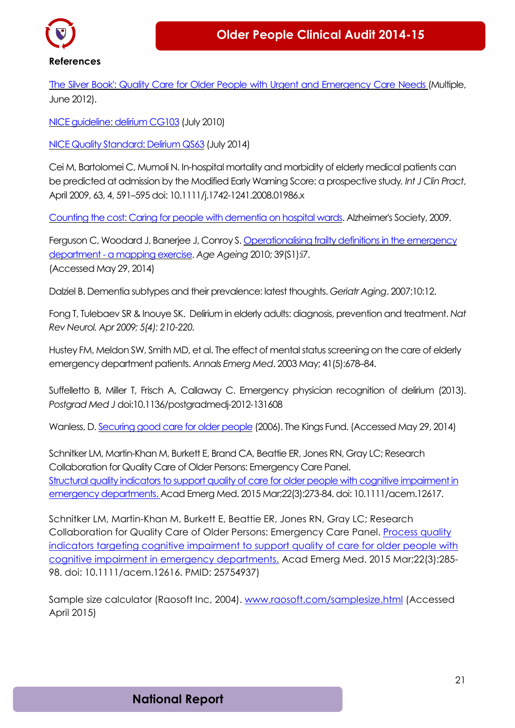**References**

'The Silver Book': Quality Care for Older People with Urgent and Emergency Care Needs (Multiple, June 2012).

NICE guideline: delirium CG103 (July 2010)

NICE Quality Standard: Delirium QS63 (July 2014)

Cei M, Bartolomei C, Mumoli N. In-hospital mortality and morbidity of elderly medical patients can be predicted at admission by the Modified Early Warning Score: a prospective study. *Int J Clin Pract*, April 2009, 63, 4, 591–595 doi: 10.1111/j.1742-1241.2008.01986.x

Counting the cost: Caring for people with dementia on hospital wards. Alzheimer's Society, 2009.

Ferguson C, Woodard J, Banerjee J, Conroy S. Operationalising frailty definitions in the emergency department - a mapping exercise. *Age Ageing* 2010; 39(S1):i7. (Accessed May 29, 2014)

Dalziel B. Dementia subtypes and their prevalence: latest thoughts. *Geriatr Aging*. 2007;10:12.

Fong T, Tulebaev SR & Inouye SK. Delirium in elderly adults: diagnosis, prevention and treatment. *Nat Rev Neurol. Apr 2009; 5(4): 210-220.*

Hustey FM, Meldon SW, Smith MD, et al. The effect of mental status screening on the care of elderly emergency department patients. *Annals Emerg Med*. 2003 May; 41(5):678–84.

Suffelletto B, Miller T, Frisch A, Callaway C. Emergency physician recognition of delirium (2013). *Postgrad Med J* doi:10.1136/postgradmedj-2012-131608

Wanless, D. Securing good care for older people (2006). The Kings Fund. (Accessed May 29, 2014)

Schnitker LM, Martin-Khan M, Burkett E, Brand CA, Beattie ER, Jones RN, Gray LC; Research Collaboration for Quality Care of Older Persons: Emergency Care Panel. Structural quality indicators to support quality of care for older people with cognitive impairment in emergency departments. Acad Emerg Med. 2015 Mar;22(3):273-84. doi: 10.1111/acem.12617.

Schnitker LM, Martin-Khan M, Burkett E, Beattie ER, Jones RN, Gray LC; Research Collaboration for Quality Care of Older Persons: Emergency Care Panel. Process quality indicators targeting cognitive impairment to support quality of care for older people with cognitive impairment in emergency departments. Acad Emerg Med. 2015 Mar;22(3):285-98. doi: 10.1111/acem.12616. PMID: 25754937)

Sample size calculator (Raosoft Inc, 2004). www.raosoft.com/samplesize.html (Accessed April 2015)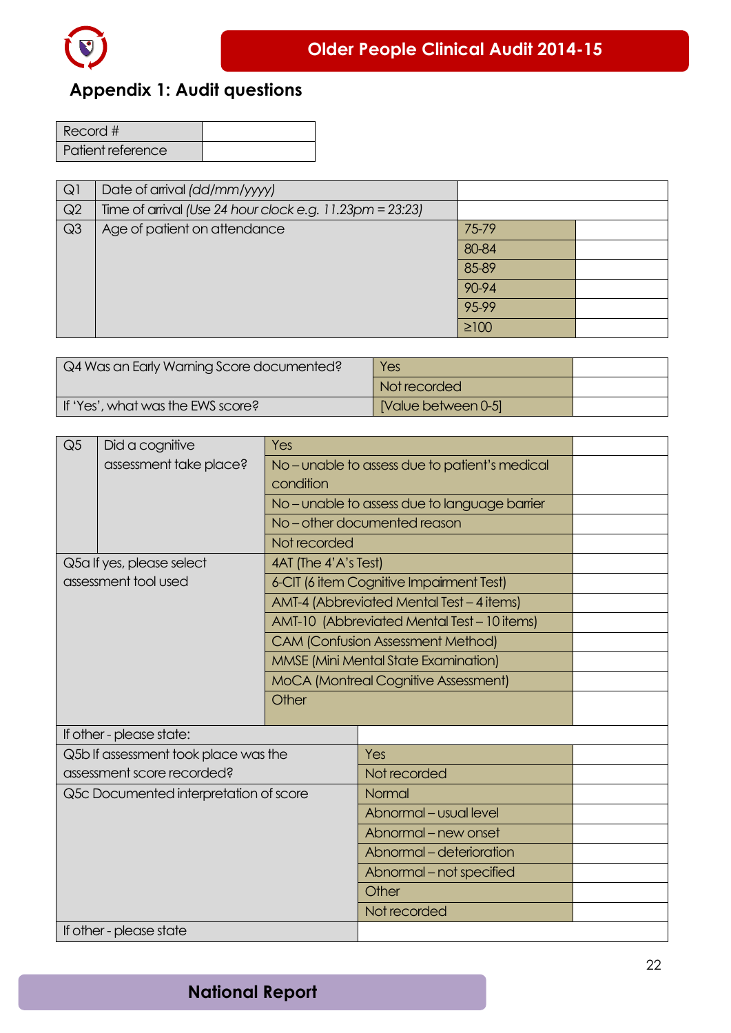## Appendix 1: Audit questions

| Record # | |
|---|---|
| Patient reference | |

| | | | |
|---|---|---|---|
| Q1 | Date of arrival *(dd/mm/yyyy)* | | |
| Q2 | Time of arrival *(Use 24 hour clock e.g. 11.23pm = 23:23)* | | |
| Q3 | Age of patient on attendance | 75-79 | |
| | | 80-84 | |
| | | 85-89 | |
| | | 90-94 | |
| | | 95-99 | |
| | | ≥100 | |

| | | |
|---|---|---|
| Q4 Was an Early Warning Score documented? | Yes | |
| | Not recorded | |
| If 'Yes', what was the EWS score? | [Value between 0-5] | |

| | | | |
|---|---|---|---|
| Q5 | Did a cognitive assessment take place? | Yes | |
| | | No – unable to assess due to patient's medical condition | |
| | | No – unable to assess due to language barrier | |
| | | No – other documented reason | |
| | | Not recorded | |
| Q5a If yes, please select assessment tool used | | 4AT (The 4'A's Test) | |
| | | 6-CIT (6 item Cognitive Impairment Test) | |
| | | AMT-4 (Abbreviated Mental Test – 4 items) | |
| | | AMT-10 (Abbreviated Mental Test – 10 items) | |
| | | CAM (Confusion Assessment Method) | |
| | | MMSE (Mini Mental State Examination) | |
| | | MoCA (Montreal Cognitive Assessment) | |
| | | Other | |
| If other - please state: | | | |
| Q5b If assessment took place was the assessment score recorded? | | Yes | |
| | | Not recorded | |
| Q5c Documented interpretation of score | | Normal | |
| | | Abnormal – usual level | |
| | | Abnormal – new onset | |
| | | Abnormal – deterioration | |
| | | Abnormal – not specified | |
| | | Other | |
| | | Not recorded | |
| If other - please state | | | |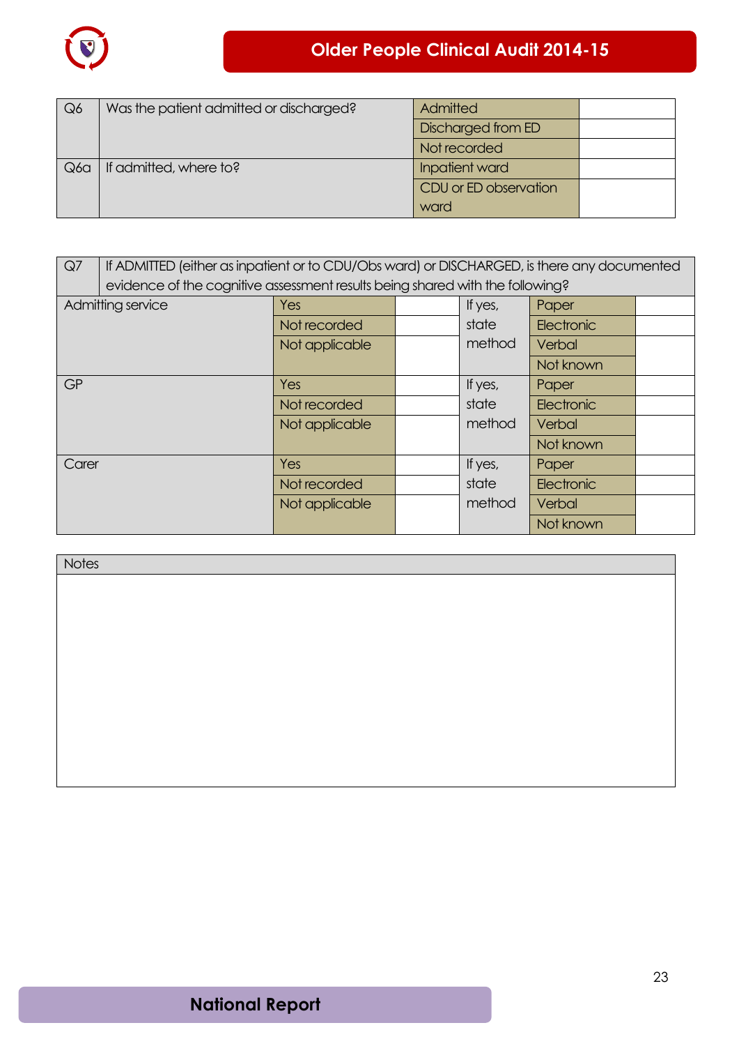| Q6 | Was the patient admitted or discharged? | Admitted | |
|---|---|---|---|
| | | Discharged from ED | |
| | | Not recorded | |
| Q6a | If admitted, where to? | Inpatient ward | |
| | | CDU or ED observation ward | |

| Q7 | If ADMITTED (either as inpatient or to CDU/Obs ward) or DISCHARGED, is there any documented evidence of the cognitive assessment results being shared with the following? | | | | |
|---|---|---|---|---|---|
| Admitting service | Yes | | If yes, state method | Paper | |
| | Not recorded | | | Electronic | |
| | Not applicable | | | Verbal | |
| | | | | Not known | |
| GP | Yes | | If yes, state method | Paper | |
| | Not recorded | | | Electronic | |
| | Not applicable | | | Verbal | |
| | | | | Not known | |
| Carer | Yes | | If yes, state method | Paper | |
| | Not recorded | | | Electronic | |
| | Not applicable | | | Verbal | |
| | | | | Not known | |

| Notes |
|---|
| |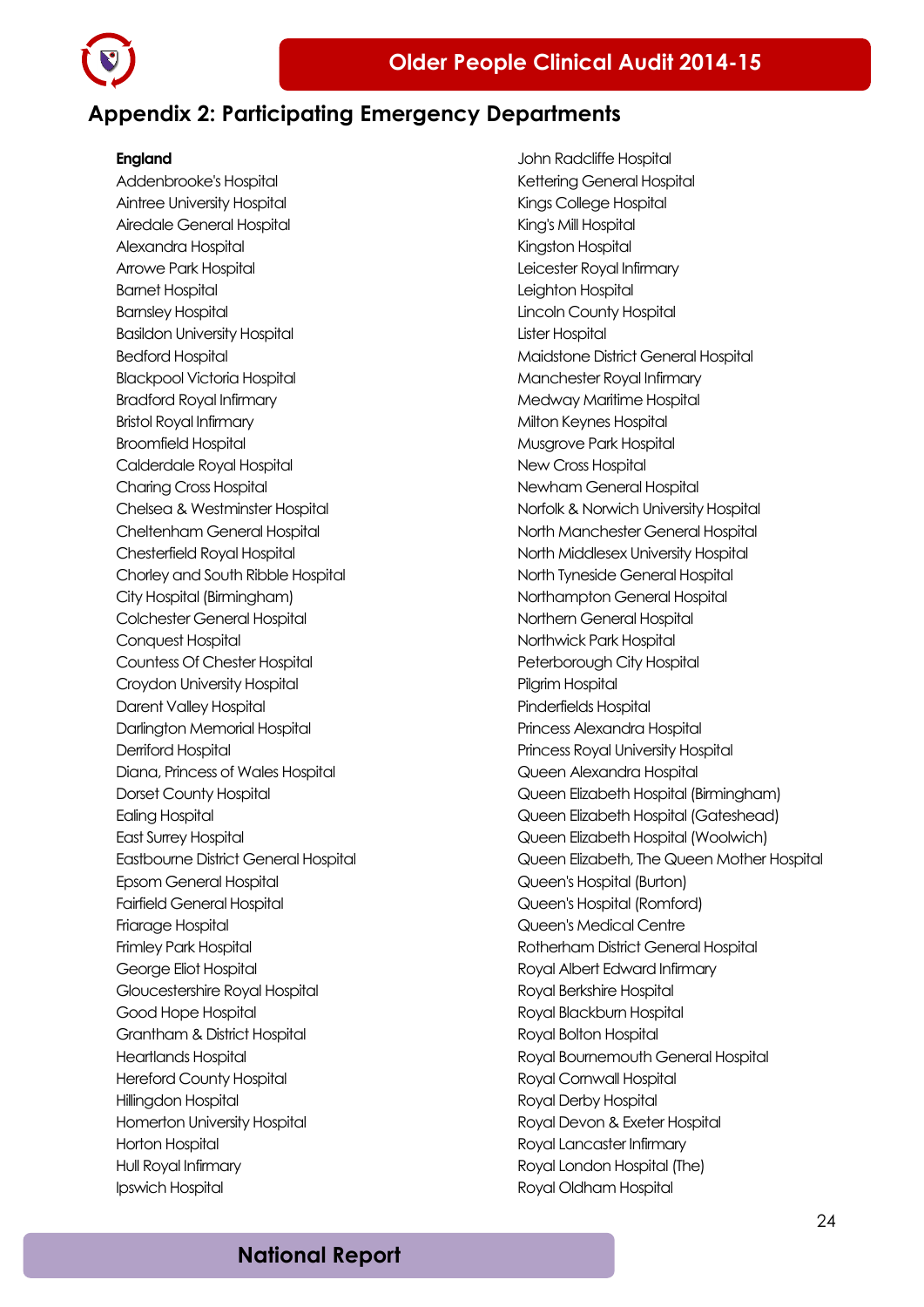## Appendix 2: Participating Emergency Departments

**England**

Addenbrooke's Hospital
Aintree University Hospital
Airedale General Hospital
Alexandra Hospital
Arrowe Park Hospital
Barnet Hospital
Barnsley Hospital
Basildon University Hospital
Bedford Hospital
Blackpool Victoria Hospital
Bradford Royal Infirmary
Bristol Royal Infirmary
Broomfield Hospital
Calderdale Royal Hospital
Charing Cross Hospital
Chelsea & Westminster Hospital
Cheltenham General Hospital
Chesterfield Royal Hospital
Chorley and South Ribble Hospital
City Hospital (Birmingham)
Colchester General Hospital
Conquest Hospital
Countess Of Chester Hospital
Croydon University Hospital
Darent Valley Hospital
Darlington Memorial Hospital
Derriford Hospital
Diana, Princess of Wales Hospital
Dorset County Hospital
Ealing Hospital
East Surrey Hospital
Eastbourne District General Hospital
Epsom General Hospital
Fairfield General Hospital
Friarage Hospital
Frimley Park Hospital
George Eliot Hospital
Gloucestershire Royal Hospital
Good Hope Hospital
Grantham & District Hospital
Heartlands Hospital
Hereford County Hospital
Hillingdon Hospital
Homerton University Hospital
Horton Hospital
Hull Royal Infirmary
Ipswich Hospital
John Radcliffe Hospital
Kettering General Hospital
Kings College Hospital
King's Mill Hospital
Kingston Hospital
Leicester Royal Infirmary
Leighton Hospital
Lincoln County Hospital
Lister Hospital
Maidstone District General Hospital
Manchester Royal Infirmary
Medway Maritime Hospital
Milton Keynes Hospital
Musgrove Park Hospital
New Cross Hospital
Newham General Hospital
Norfolk & Norwich University Hospital
North Manchester General Hospital
North Middlesex University Hospital
North Tyneside General Hospital
Northampton General Hospital
Northern General Hospital
Northwick Park Hospital
Peterborough City Hospital
Pilgrim Hospital
Pinderfields Hospital
Princess Alexandra Hospital
Princess Royal University Hospital
Queen Alexandra Hospital
Queen Elizabeth Hospital (Birmingham)
Queen Elizabeth Hospital (Gateshead)
Queen Elizabeth Hospital (Woolwich)
Queen Elizabeth, The Queen Mother Hospital
Queen's Hospital (Burton)
Queen's Hospital (Romford)
Queen's Medical Centre
Rotherham District General Hospital
Royal Albert Edward Infirmary
Royal Berkshire Hospital
Royal Blackburn Hospital
Royal Bolton Hospital
Royal Bournemouth General Hospital
Royal Cornwall Hospital
Royal Derby Hospital
Royal Devon & Exeter Hospital
Royal Lancaster Infirmary
Royal London Hospital (The)
Royal Oldham Hospital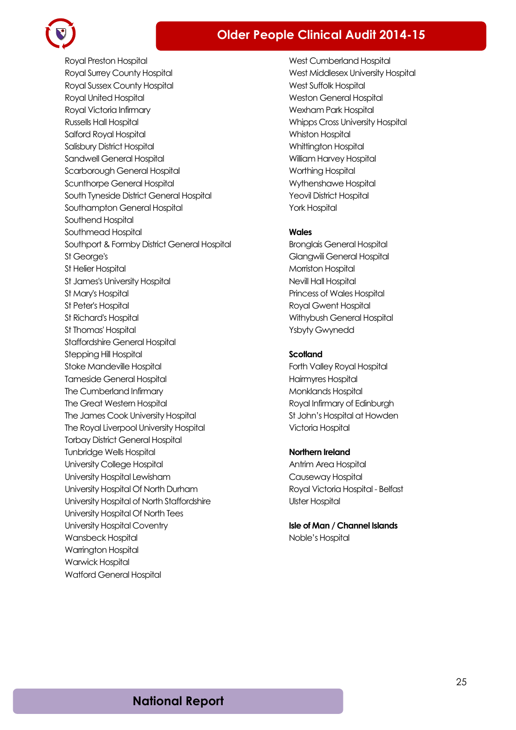Royal Preston Hospital
Royal Surrey County Hospital
Royal Sussex County Hospital
Royal United Hospital
Royal Victoria Infirmary
Russells Hall Hospital
Salford Royal Hospital
Salisbury District Hospital
Sandwell General Hospital
Scarborough General Hospital
Scunthorpe General Hospital
South Tyneside District General Hospital
Southampton General Hospital
Southend Hospital
Southmead Hospital
Southport & Formby District General Hospital
St George's
St Helier Hospital
St James's University Hospital
St Mary's Hospital
St Peter's Hospital
St Richard's Hospital
St Thomas' Hospital
Staffordshire General Hospital
Stepping Hill Hospital
Stoke Mandeville Hospital
Tameside General Hospital
The Cumberland Infirmary
The Great Western Hospital
The James Cook University Hospital
The Royal Liverpool University Hospital
Torbay District General Hospital
Tunbridge Wells Hospital
University College Hospital
University Hospital Lewisham
University Hospital Of North Durham
University Hospital of North Staffordshire
University Hospital Of North Tees
University Hospital Coventry
Wansbeck Hospital
Warrington Hospital
Warwick Hospital
Watford General Hospital
West Cumberland Hospital
West Middlesex University Hospital
West Suffolk Hospital
Weston General Hospital
Wexham Park Hospital
Whipps Cross University Hospital
Whiston Hospital
Whittington Hospital
William Harvey Hospital
Worthing Hospital
Wythenshawe Hospital
Yeovil District Hospital
York Hospital

**Wales**

Bronglais General Hospital
Glangwili General Hospital
Morriston Hospital
Nevill Hall Hospital
Princess of Wales Hospital
Royal Gwent Hospital
Withybush General Hospital
Ysbyty Gwynedd

**Scotland**

Forth Valley Royal Hospital
Hairmyres Hospital
Monklands Hospital
Royal Infirmary of Edinburgh
St John's Hospital at Howden
Victoria Hospital

**Northern Ireland**

Antrim Area Hospital
Causeway Hospital
Royal Victoria Hospital - Belfast
Ulster Hospital

**Isle of Man / Channel Islands**

Noble's Hospital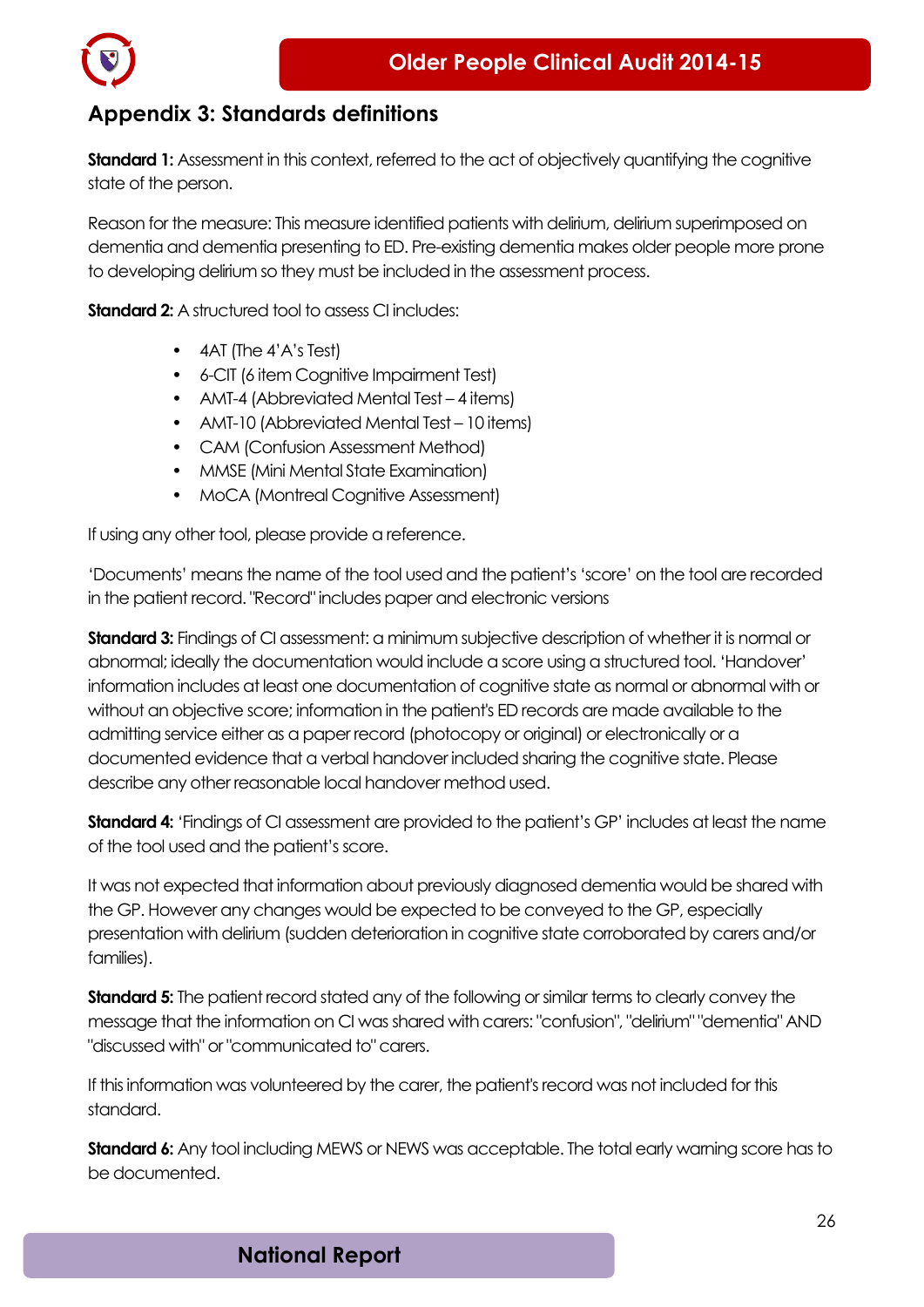## Appendix 3: Standards definitions

**Standard 1:** Assessment in this context, referred to the act of objectively quantifying the cognitive state of the person.

Reason for the measure: This measure identified patients with delirium, delirium superimposed on dementia and dementia presenting to ED. Pre-existing dementia makes older people more prone to developing delirium so they must be included in the assessment process.

**Standard 2:** A structured tool to assess CI includes:

- 4AT (The 4'A's Test)
- 6-CIT (6 item Cognitive Impairment Test)
- AMT-4 (Abbreviated Mental Test – 4 items)
- AMT-10 (Abbreviated Mental Test – 10 items)
- CAM (Confusion Assessment Method)
- MMSE (Mini Mental State Examination)
- MoCA (Montreal Cognitive Assessment)

If using any other tool, please provide a reference.

'Documents' means the name of the tool used and the patient's 'score' on the tool are recorded in the patient record. "Record" includes paper and electronic versions

**Standard 3:** Findings of CI assessment: a minimum subjective description of whether it is normal or abnormal; ideally the documentation would include a score using a structured tool. 'Handover' information includes at least one documentation of cognitive state as normal or abnormal with or without an objective score; information in the patient's ED records are made available to the admitting service either as a paper record (photocopy or original) or electronically or a documented evidence that a verbal handover included sharing the cognitive state. Please describe any other reasonable local handover method used.

**Standard 4:** 'Findings of CI assessment are provided to the patient's GP' includes at least the name of the tool used and the patient's score.

It was not expected that information about previously diagnosed dementia would be shared with the GP. However any changes would be expected to be conveyed to the GP, especially presentation with delirium (sudden deterioration in cognitive state corroborated by carers and/or families).

**Standard 5:** The patient record stated any of the following or similar terms to clearly convey the message that the information on CI was shared with carers: "confusion", "delirium" "dementia" AND "discussed with" or "communicated to" carers.

If this information was volunteered by the carer, the patient's record was not included for this standard.

**Standard 6:** Any tool including MEWS or NEWS was acceptable. The total early warning score has to be documented.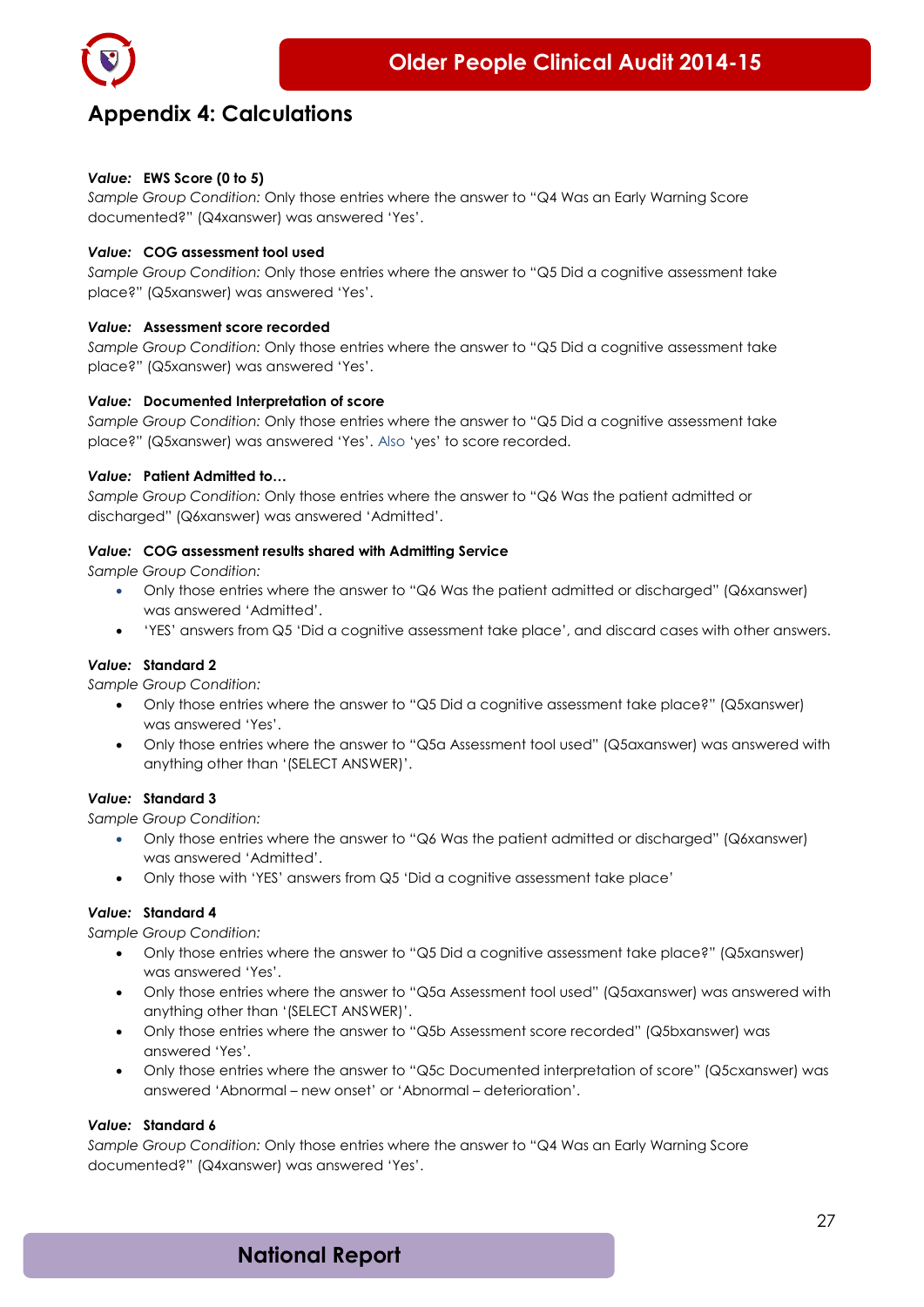# Appendix 4: Calculations

***Value:*** **EWS Score (0 to 5)**
*Sample Group Condition:* Only those entries where the answer to "Q4 Was an Early Warning Score documented?" (Q4xanswer) was answered 'Yes'.

***Value:*** **COG assessment tool used**
*Sample Group Condition:* Only those entries where the answer to "Q5 Did a cognitive assessment take place?" (Q5xanswer) was answered 'Yes'.

***Value:*** **Assessment score recorded**
*Sample Group Condition:* Only those entries where the answer to "Q5 Did a cognitive assessment take place?" (Q5xanswer) was answered 'Yes'.

***Value:*** **Documented Interpretation of score**
*Sample Group Condition:* Only those entries where the answer to "Q5 Did a cognitive assessment take place?" (Q5xanswer) was answered 'Yes'. Also 'yes' to score recorded.

***Value:*** **Patient Admitted to…**
*Sample Group Condition:* Only those entries where the answer to "Q6 Was the patient admitted or discharged" (Q6xanswer) was answered 'Admitted'.

***Value:*** **COG assessment results shared with Admitting Service**
*Sample Group Condition:*

- Only those entries where the answer to "Q6 Was the patient admitted or discharged" (Q6xanswer) was answered 'Admitted'.
- 'YES' answers from Q5 'Did a cognitive assessment take place', and discard cases with other answers.

***Value:*** **Standard 2**
*Sample Group Condition:*

- Only those entries where the answer to "Q5 Did a cognitive assessment take place?" (Q5xanswer) was answered 'Yes'.
- Only those entries where the answer to "Q5a Assessment tool used" (Q5axanswer) was answered with anything other than '(SELECT ANSWER)'.

***Value:*** **Standard 3**
*Sample Group Condition:*

- Only those entries where the answer to "Q6 Was the patient admitted or discharged" (Q6xanswer) was answered 'Admitted'.
- Only those with 'YES' answers from Q5 'Did a cognitive assessment take place'

***Value:*** **Standard 4**
*Sample Group Condition:*

- Only those entries where the answer to "Q5 Did a cognitive assessment take place?" (Q5xanswer) was answered 'Yes'.
- Only those entries where the answer to "Q5a Assessment tool used" (Q5axanswer) was answered with anything other than '(SELECT ANSWER)'.
- Only those entries where the answer to "Q5b Assessment score recorded" (Q5bxanswer) was answered 'Yes'.
- Only those entries where the answer to "Q5c Documented interpretation of score" (Q5cxanswer) was answered 'Abnormal – new onset' or 'Abnormal – deterioration'.

***Value:*** **Standard 6**
*Sample Group Condition:* Only those entries where the answer to "Q4 Was an Early Warning Score documented?" (Q4xanswer) was answered 'Yes'.